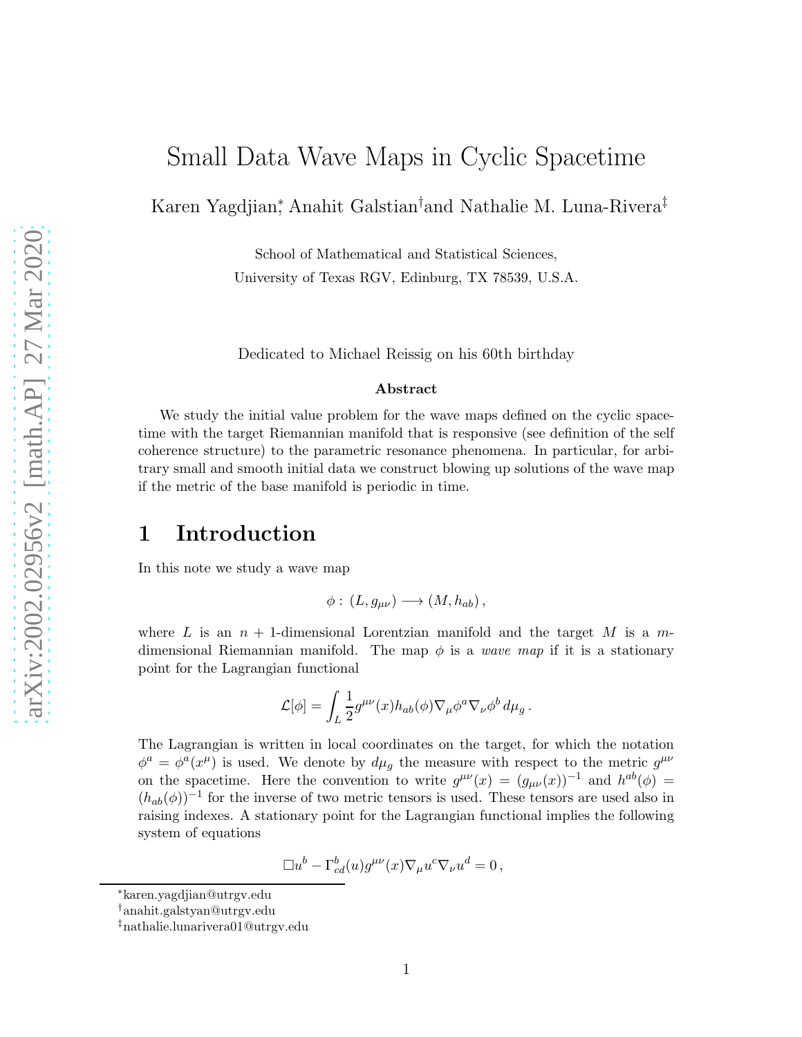# Small Data Wave Maps in Cyclic Spacetime

Karen Yagdjian[*], Anahit Galstian[†] and Nathalie M. Luna-Rivera[‡]

School of Mathematical and Statistical Sciences,
University of Texas RGV, Edinburg, TX 78539, U.S.A.

Dedicated to Michael Reissig on his 60th birthday

**Abstract**

We study the initial value problem for the wave maps defined on the cyclic spacetime with the target Riemannian manifold that is responsive (see definition of the self coherence structure) to the parametric resonance phenomena. In particular, for arbitrary small and smooth initial data we construct blowing up solutions of the wave map if the metric of the base manifold is periodic in time.

## 1 Introduction

In this note we study a wave map

$$\phi : (L, g_{\mu\nu}) \longrightarrow (M, h_{ab}),$$

where $L$ is an $n+1$-dimensional Lorentzian manifold and the target $M$ is a $m$-dimensional Riemannian manifold. The map $\phi$ is a *wave map* if it is a stationary point for the Lagrangian functional

$$\mathcal{L}[\phi] = \int_L \frac{1}{2} g^{\mu\nu}(x) h_{ab}(\phi) \nabla_\mu \phi^a \nabla_\nu \phi^b \, d\mu_g .$$

The Lagrangian is written in local coordinates on the target, for which the notation $\phi^a = \phi^a(x^\mu)$ is used. We denote by $d\mu_g$ the measure with respect to the metric $g^{\mu\nu}$ on the spacetime. Here the convention to write $g^{\mu\nu}(x) = (g_{\mu\nu}(x))^{-1}$ and $h^{ab}(\phi) = (h_{ab}(\phi))^{-1}$ for the inverse of two metric tensors is used. These tensors are used also in raising indexes. A stationary point for the Lagrangian functional implies the following system of equations

$$\Box u^b - \Gamma^b_{cd}(u) g^{\mu\nu}(x) \nabla_\mu u^c \nabla_\nu u^d = 0,$$

---

[*] karen.yagdjian@utrgv.edu

[†] anahit.galstyan@utrgv.edu

[‡] nathalie.lunarivera01@utrgv.edu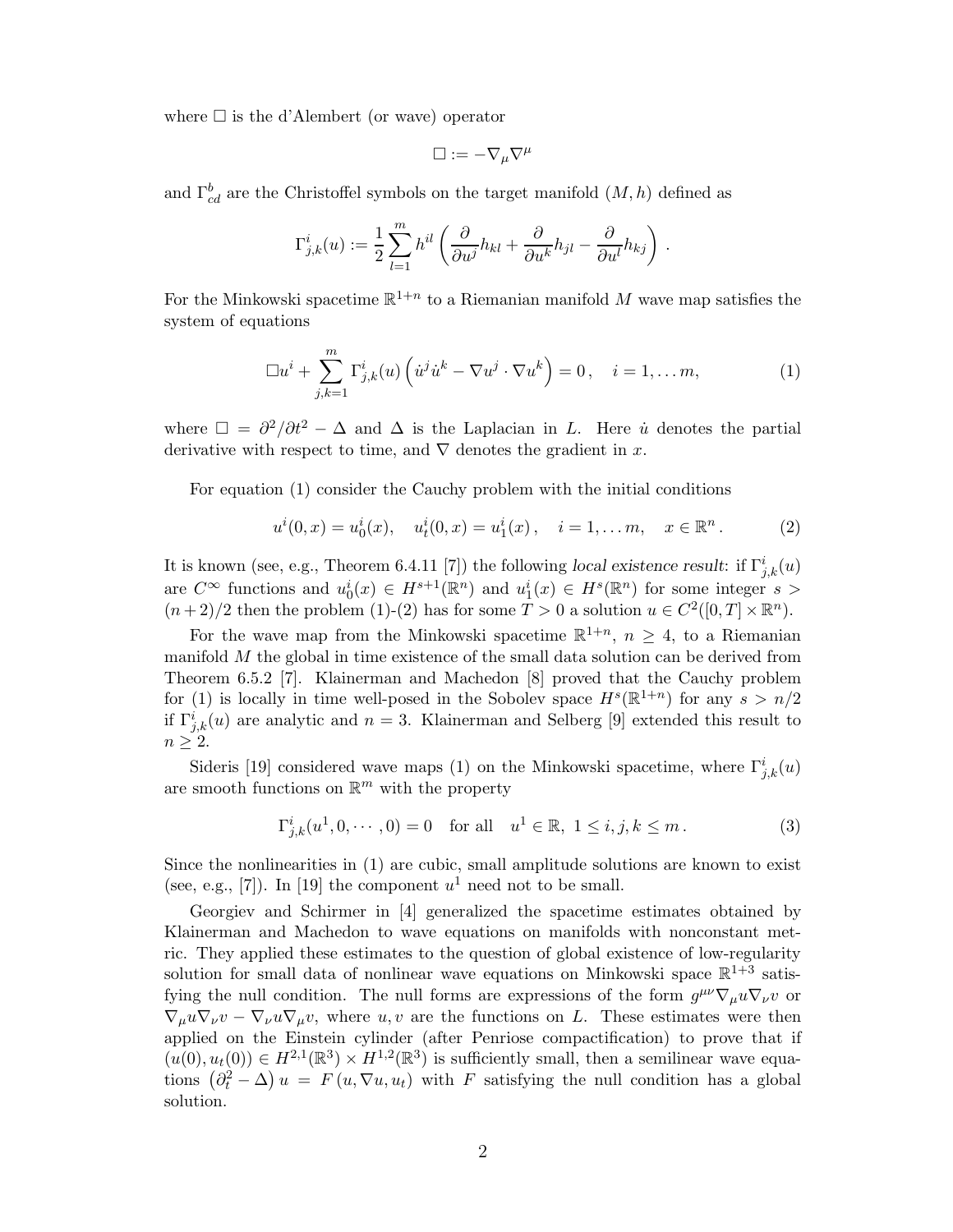where $\Box$ is the d'Alembert (or wave) operator

$$\Box := -\nabla_\mu \nabla^\mu$$

and $\Gamma^b_{cd}$ are the Christoffel symbols on the target manifold $(M,h)$ defined as

$$\Gamma^i_{j,k}(u) := \frac{1}{2}\sum_{l=1}^{m} h^{il}\left(\frac{\partial}{\partial u^j}h_{kl} + \frac{\partial}{\partial u^k}h_{jl} - \frac{\partial}{\partial u^l}h_{kj}\right) .$$

For the Minkowski spacetime $\mathbb{R}^{1+n}$ to a Riemanian manifold $M$ wave map satisfies the system of equations

$$\Box u^i + \sum_{j,k=1}^{m} \Gamma^i_{j,k}(u)\left(\dot{u}^j \dot{u}^k - \nabla u^j \cdot \nabla u^k\right) = 0\,, \quad i = 1, \dots m, \tag{1}$$

where $\Box = \partial^2/\partial t^2 - \Delta$ and $\Delta$ is the Laplacian in $L$. Here $\dot{u}$ denotes the partial derivative with respect to time, and $\nabla$ denotes the gradient in $x$.

For equation (1) consider the Cauchy problem with the initial conditions

$$u^i(0,x) = u^i_0(x), \quad u^i_t(0,x) = u^i_1(x)\,, \quad i = 1, \dots m, \quad x \in \mathbb{R}^n\,. \tag{2}$$

It is known (see, e.g., Theorem 6.4.11 [7]) the following *local existence result*: if $\Gamma^i_{j,k}(u)$ are $C^\infty$ functions and $u^i_0(x) \in H^{s+1}(\mathbb{R}^n)$ and $u^i_1(x) \in H^s(\mathbb{R}^n)$ for some integer $s > (n+2)/2$ then the problem (1)-(2) has for some $T > 0$ a solution $u \in C^2([0,T] \times \mathbb{R}^n)$.

For the wave map from the Minkowski spacetime $\mathbb{R}^{1+n}$, $n \geq 4$, to a Riemanian manifold $M$ the global in time existence of the small data solution can be derived from Theorem 6.5.2 [7]. Klainerman and Machedon [8] proved that the Cauchy problem for (1) is locally in time well-posed in the Sobolev space $H^s(\mathbb{R}^{1+n})$ for any $s > n/2$ if $\Gamma^i_{j,k}(u)$ are analytic and $n = 3$. Klainerman and Selberg [9] extended this result to $n \geq 2$.

Sideris [19] considered wave maps (1) on the Minkowski spacetime, where $\Gamma^i_{j,k}(u)$ are smooth functions on $\mathbb{R}^m$ with the property

$$\Gamma^i_{j,k}(u^1, 0, \cdots, 0) = 0 \quad \text{for all} \quad u^1 \in \mathbb{R},\ 1 \leq i,j,k \leq m\,. \tag{3}$$

Since the nonlinearities in (1) are cubic, small amplitude solutions are known to exist (see, e.g., [7]). In [19] the component $u^1$ need not to be small.

Georgiev and Schirmer in [4] generalized the spacetime estimates obtained by Klainerman and Machedon to wave equations on manifolds with nonconstant metric. They applied these estimates to the question of global existence of low-regularity solution for small data of nonlinear wave equations on Minkowski space $\mathbb{R}^{1+3}$ satisfying the null condition. The null forms are expressions of the form $g^{\mu\nu}\nabla_\mu u \nabla_\nu v$ or $\nabla_\mu u \nabla_\nu v - \nabla_\nu u \nabla_\mu v$, where $u, v$ are the functions on $L$. These estimates were then applied on the Einstein cylinder (after Penriose compactification) to prove that if $(u(0), u_t(0)) \in H^{2,1}(\mathbb{R}^3) \times H^{1,2}(\mathbb{R}^3)$ is sufficiently small, then a semilinear wave equations $\left(\partial_t^2 - \Delta\right) u = F\left(u, \nabla u, u_t\right)$ with $F$ satisfying the null condition has a global solution.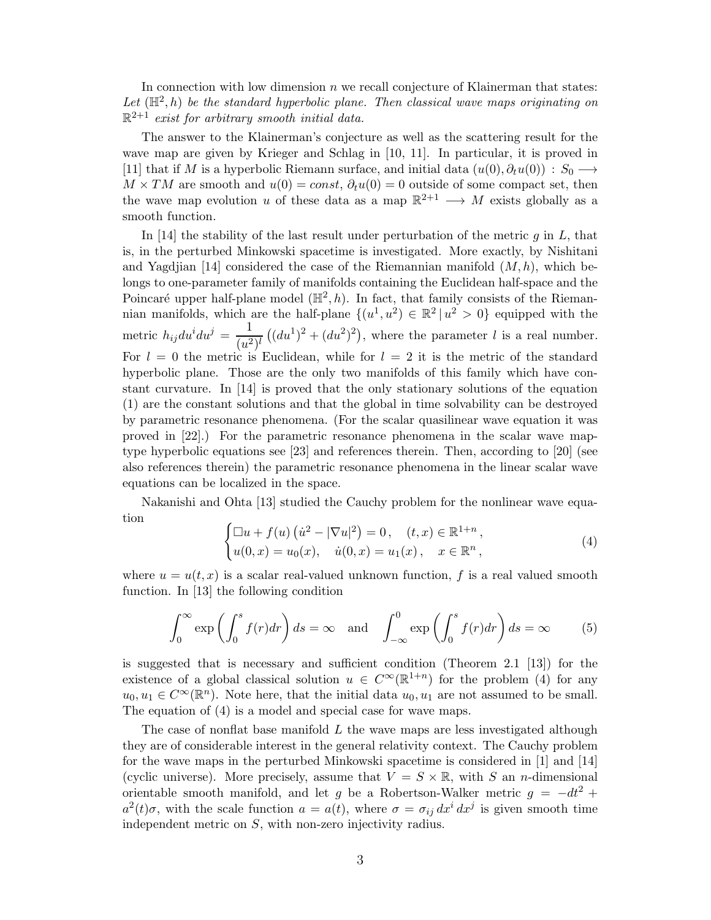In connection with low dimension $n$ we recall conjecture of Klainerman that states: *Let $(\mathbb{H}^2, h)$ be the standard hyperbolic plane. Then classical wave maps originating on $\mathbb{R}^{2+1}$ exist for arbitrary smooth initial data.*

The answer to the Klainerman's conjecture as well as the scattering result for the wave map are given by Krieger and Schlag in [10, 11]. In particular, it is proved in [11] that if $M$ is a hyperbolic Riemann surface, and initial data $(u(0), \partial_t u(0)) : S_0 \longrightarrow M \times TM$ are smooth and $u(0) = const$, $\partial_t u(0) = 0$ outside of some compact set, then the wave map evolution $u$ of these data as a map $\mathbb{R}^{2+1} \longrightarrow M$ exists globally as a smooth function.

In [14] the stability of the last result under perturbation of the metric $g$ in $L$, that is, in the perturbed Minkowski spacetime is investigated. More exactly, by Nishitani and Yagdjian [14] considered the case of the Riemannian manifold $(M, h)$, which belongs to one-parameter family of manifolds containing the Euclidean half-space and the Poincaré upper half-plane model $(\mathbb{H}^2, h)$. In fact, that family consists of the Riemannian manifolds, which are the half-plane $\{(u^1, u^2) \in \mathbb{R}^2 \,|\, u^2 > 0\}$ equipped with the metric $h_{ij} du^i du^j = \dfrac{1}{(u^2)^l} \left( (du^1)^2 + (du^2)^2 \right)$, where the parameter $l$ is a real number. For $l = 0$ the metric is Euclidean, while for $l = 2$ it is the metric of the standard hyperbolic plane. Those are the only two manifolds of this family which have constant curvature. In [14] is proved that the only stationary solutions of the equation (1) are the constant solutions and that the global in time solvability can be destroyed by parametric resonance phenomena. (For the scalar quasilinear wave equation it was proved in [22].) For the parametric resonance phenomena in the scalar wave map-type hyperbolic equations see [23] and references therein. Then, according to [20] (see also references therein) the parametric resonance phenomena in the linear scalar wave equations can be localized in the space.

Nakanishi and Ohta [13] studied the Cauchy problem for the nonlinear wave equation

$$
\begin{cases}
\Box u + f(u) \left( \dot{u}^2 - |\nabla u|^2 \right) = 0 \,, & (t, x) \in \mathbb{R}^{1+n} \,, \\
u(0, x) = u_0(x), \quad \dot{u}(0, x) = u_1(x) \,, & x \in \mathbb{R}^n \,,
\end{cases}
\tag{4}
$$

where $u = u(t, x)$ is a scalar real-valued unknown function, $f$ is a real valued smooth function. In [13] the following condition

$$
\int_0^\infty \exp\left( \int_0^s f(r) dr \right) ds = \infty \quad \text{and} \quad \int_{-\infty}^0 \exp\left( \int_0^s f(r) dr \right) ds = \infty \tag{5}
$$

is suggested that is necessary and sufficient condition (Theorem 2.1 [13]) for the existence of a global classical solution $u \in C^\infty(\mathbb{R}^{1+n})$ for the problem (4) for any $u_0, u_1 \in C^\infty(\mathbb{R}^n)$. Note here, that the initial data $u_0, u_1$ are not assumed to be small. The equation of (4) is a model and special case for wave maps.

The case of nonflat base manifold $L$ the wave maps are less investigated although they are of considerable interest in the general relativity context. The Cauchy problem for the wave maps in the perturbed Minkowski spacetime is considered in [1] and [14] (cyclic universe). More precisely, assume that $V = S \times \mathbb{R}$, with $S$ an $n$-dimensional orientable smooth manifold, and let $g$ be a Robertson-Walker metric $g = -dt^2 + a^2(t)\sigma$, with the scale function $a = a(t)$, where $\sigma = \sigma_{ij} \, dx^i \, dx^j$ is given smooth time independent metric on $S$, with non-zero injectivity radius.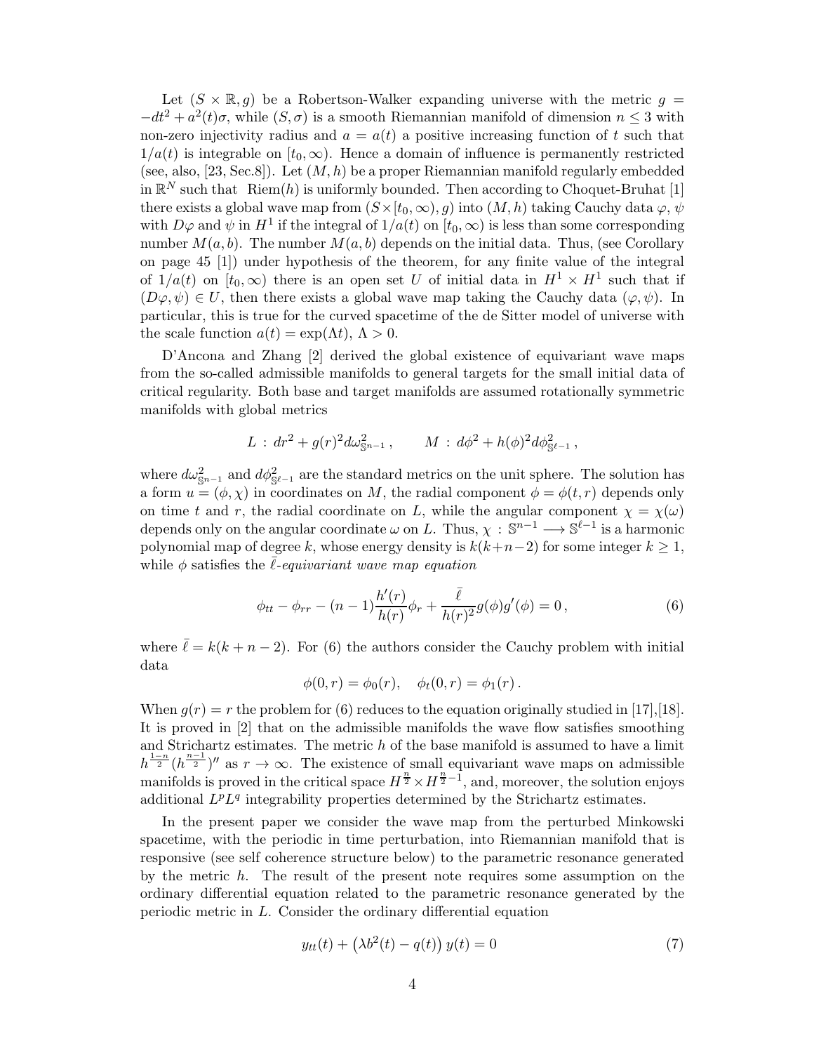Let $(S \times \mathbb{R}, g)$ be a Robertson-Walker expanding universe with the metric $g = -dt^2 + a^2(t)\sigma$, while $(S, \sigma)$ is a smooth Riemannian manifold of dimension $n \le 3$ with non-zero injectivity radius and $a = a(t)$ a positive increasing function of $t$ such that $1/a(t)$ is integrable on $[t_0, \infty)$. Hence a domain of influence is permanently restricted (see, also, [23, Sec.8]). Let $(M, h)$ be a proper Riemannian manifold regularly embedded in $\mathbb{R}^N$ such that $\mathrm{Riem}(h)$ is uniformly bounded. Then according to Choquet-Bruhat [1] there exists a global wave map from $(S \times [t_0, \infty), g)$ into $(M, h)$ taking Cauchy data $\varphi$, $\psi$ with $D\varphi$ and $\psi$ in $H^1$ if the integral of $1/a(t)$ on $[t_0, \infty)$ is less than some corresponding number $M(a, b)$. The number $M(a, b)$ depends on the initial data. Thus, (see Corollary on page 45 [1]) under hypothesis of the theorem, for any finite value of the integral of $1/a(t)$ on $[t_0, \infty)$ there is an open set $U$ of initial data in $H^1 \times H^1$ such that if $(D\varphi, \psi) \in U$, then there exists a global wave map taking the Cauchy data $(\varphi, \psi)$. In particular, this is true for the curved spacetime of the de Sitter model of universe with the scale function $a(t) = \exp(\Lambda t)$, $\Lambda > 0$.

D'Ancona and Zhang [2] derived the global existence of equivariant wave maps from the so-called admissible manifolds to general targets for the small initial data of critical regularity. Both base and target manifolds are assumed rotationally symmetric manifolds with global metrics

$$
L \, : \, dr^2 + g(r)^2 d\omega^2_{\mathbb{S}^{n-1}} \, , \qquad M \, : \, d\phi^2 + h(\phi)^2 d\phi^2_{\mathbb{S}^{\ell-1}} \, ,
$$

where $d\omega^2_{\mathbb{S}^{n-1}}$ and $d\phi^2_{\mathbb{S}^{\ell-1}}$ are the standard metrics on the unit sphere. The solution has a form $u = (\phi, \chi)$ in coordinates on $M$, the radial component $\phi = \phi(t, r)$ depends only on time $t$ and $r$, the radial coordinate on $L$, while the angular component $\chi = \chi(\omega)$ depends only on the angular coordinate $\omega$ on $L$. Thus, $\chi : \mathbb{S}^{n-1} \longrightarrow \mathbb{S}^{\ell-1}$ is a harmonic polynomial map of degree $k$, whose energy density is $k(k+n-2)$ for some integer $k \ge 1$, while $\phi$ satisfies the *$\bar{\ell}$-equivariant wave map equation*

$$
\phi_{tt} - \phi_{rr} - (n-1)\frac{h'(r)}{h(r)}\phi_r + \frac{\bar{\ell}}{h(r)^2} g(\phi) g'(\phi) = 0 \, , \tag{6}
$$

where $\bar{\ell} = k(k + n - 2)$. For (6) the authors consider the Cauchy problem with initial data

$$
\phi(0, r) = \phi_0(r), \quad \phi_t(0, r) = \phi_1(r) \, .
$$

When $g(r) = r$ the problem for (6) reduces to the equation originally studied in [17],[18]. It is proved in [2] that on the admissible manifolds the wave flow satisfies smoothing and Strichartz estimates. The metric $h$ of the base manifold is assumed to have a limit $h^{\frac{1-n}{2}}(h^{\frac{n-1}{2}})''$ as $r \to \infty$. The existence of small equivariant wave maps on admissible manifolds is proved in the critical space $H^{\frac{n}{2}} \times H^{\frac{n}{2}-1}$, and, moreover, the solution enjoys additional $L^pL^q$ integrability properties determined by the Strichartz estimates.

In the present paper we consider the wave map from the perturbed Minkowski spacetime, with the periodic in time perturbation, into Riemannian manifold that is responsive (see self coherence structure below) to the parametric resonance generated by the metric $h$. The result of the present note requires some assumption on the ordinary differential equation related to the parametric resonance generated by the periodic metric in $L$. Consider the ordinary differential equation

$$
y_{tt}(t) + \left(\lambda b^2(t) - q(t)\right) y(t) = 0 \tag{7}
$$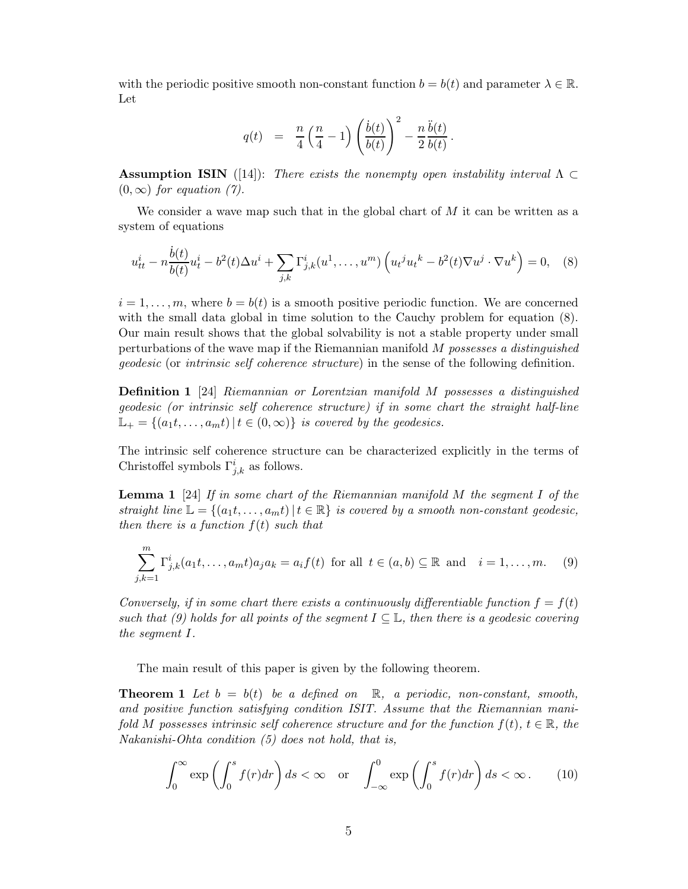with the periodic positive smooth non-constant function $b = b(t)$ and parameter $\lambda \in \mathbb{R}$. Let

$$q(t) \;\;=\;\; \frac{n}{4}\left(\frac{n}{4}-1\right)\left(\frac{\dot b(t)}{b(t)}\right)^2 - \frac{n}{2}\frac{\ddot b(t)}{b(t)}\,.$$

**Assumption ISIN** ([14]): *There exists the nonempty open instability interval $\Lambda \subset (0,\infty)$ for equation (7).*

We consider a wave map such that in the global chart of $M$ it can be written as a system of equations

$$u_{tt}^i - n\frac{\dot b(t)}{b(t)}u_t^i - b^2(t)\Delta u^i + \sum_{j,k}\Gamma^i_{j,k}(u^1,\dots,u^m)\left(u_t{}^j u_t{}^k - b^2(t)\nabla u^j\cdot\nabla u^k\right) = 0, \quad (8)$$

$i = 1,\dots,m$, where $b = b(t)$ is a smooth positive periodic function. We are concerned with the small data global in time solution to the Cauchy problem for equation (8). Our main result shows that the global solvability is not a stable property under small perturbations of the wave map if the Riemannian manifold $M$ *possesses a distinguished geodesic* (or *intrinsic self coherence structure*) in the sense of the following definition.

**Definition 1** [24] *Riemannian or Lorentzian manifold $M$ possesses a distinguished geodesic (or intrinsic self coherence structure) if in some chart the straight half-line $\mathbb{L}_+ = \{(a_1t,\dots,a_mt)\,|\,t\in(0,\infty)\}$ is covered by the geodesics.*

The intrinsic self coherence structure can be characterized explicitly in the terms of Christoffel symbols $\Gamma^i_{j,k}$ as follows.

**Lemma 1** [24] *If in some chart of the Riemannian manifold $M$ the segment $I$ of the straight line $\mathbb{L} = \{(a_1t,\dots,a_mt)\,|\,t\in\mathbb{R}\}$ is covered by a smooth non-constant geodesic, then there is a function $f(t)$ such that*

$$\sum_{j,k=1}^m \Gamma^i_{j,k}(a_1t,\dots,a_mt)a_ja_k = a_if(t) \text{ for all } t\in(a,b)\subseteq\mathbb{R} \text{ and } \quad i=1,\dots,m. \quad (9)$$

*Conversely, if in some chart there exists a continuously differentiable function $f = f(t)$ such that (9) holds for all points of the segment $I \subseteq \mathbb{L}$, then there is a geodesic covering the segment $I$.*

The main result of this paper is given by the following theorem.

**Theorem 1** *Let $b = b(t)$ be a defined on $\mathbb{R}$, a periodic, non-constant, smooth, and positive function satisfying condition ISIT. Assume that the Riemannian manifold $M$ possesses intrinsic self coherence structure and for the function $f(t)$, $t\in\mathbb{R}$, the Nakanishi-Ohta condition (5) does not hold, that is,*

$$\int_0^\infty \exp\left(\int_0^s f(r)dr\right)ds < \infty \quad \text{or} \quad \int_{-\infty}^0 \exp\left(\int_0^s f(r)dr\right)ds < \infty\,. \quad (10)$$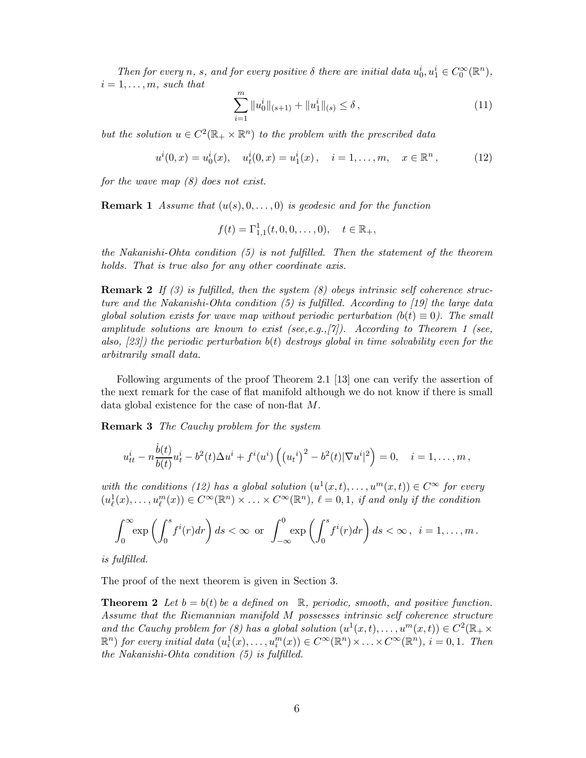*Then for every $n$, $s$, and for every positive $\delta$ there are initial data $u_0^i, u_1^i \in C_0^\infty(\mathbb{R}^n)$, $i = 1, \ldots, m$, such that*

$$\sum_{i=1}^{m} \|u_0^i\|_{(s+1)} + \|u_1^i\|_{(s)} \leq \delta \,, \tag{11}$$

*but the solution $u \in C^2(\mathbb{R}_+ \times \mathbb{R}^n)$ to the problem with the prescribed data*

$$u^i(0,x) = u_0^i(x), \quad u_t^i(0,x) = u_1^i(x) \,, \quad i = 1, \ldots, m, \quad x \in \mathbb{R}^n \,, \tag{12}$$

*for the wave map (8) does not exist.*

**Remark 1** *Assume that $(u(s), 0, \ldots, 0)$ is geodesic and for the function*

$$f(t) = \Gamma^1_{1,1}(t, 0, 0, \ldots, 0), \quad t \in \mathbb{R}_+,$$

*the Nakanishi-Ohta condition (5) is not fulfilled. Then the statement of the theorem holds. That is true also for any other coordinate axis.*

**Remark 2** *If (3) is fulfilled, then the system (8) obeys intrinsic self coherence structure and the Nakanishi-Ohta condition (5) is fulfilled. According to [19] the large data global solution exists for wave map without periodic perturbation ($b(t) \equiv 0$). The small amplitude solutions are known to exist (see,e.g.,[7]). According to Theorem 1 (see, also, [23]) the periodic perturbation $b(t)$ destroys global in time solvability even for the arbitrarily small data.*

Following arguments of the proof Theorem 2.1 [13] one can verify the assertion of the next remark for the case of flat manifold although we do not know if there is small data global existence for the case of non-flat $M$.

**Remark 3** *The Cauchy problem for the system*

$$u^i_{tt} - n\frac{\dot{b}(t)}{b(t)} u^i_t - b^2(t)\Delta u^i + f^i(u^i)\left(\left(u_t{}^i\right)^2 - b^2(t)|\nabla u^i|^2\right) = 0, \quad i = 1, \ldots, m \,,$$

*with the conditions (12) has a global solution $(u^1(x,t), \ldots, u^m(x,t)) \in C^\infty$ for every $(u^1_\ell(x), \ldots, u^m_\ell(x)) \in C^\infty(\mathbb{R}^n) \times \ldots C^\infty(\mathbb{R}^n)$, $\ell = 0, 1$, if and only if the condition*

$$\int_0^\infty \exp\left(\int_0^s f^i(r)dr\right) ds < \infty \;\text{ or }\; \int_{-\infty}^0 \exp\left(\int_0^s f^i(r)dr\right) ds < \infty \,, \;\; i = 1, \ldots, m \,.$$

*is fulfilled.*

The proof of the next theorem is given in Section 3.

**Theorem 2** *Let $b = b(t)$ be a defined on $\mathbb{R}$, periodic, smooth, and positive function. Assume that the Riemannian manifold $M$ possesses intrinsic self coherence structure and the Cauchy problem for (8) has a global solution $(u^1(x,t), \ldots, u^m(x,t)) \in C^2(\mathbb{R}_+ \times \mathbb{R}^n)$ for every initial data $(u^1_i(x), \ldots, u^m_i(x)) \in C^\infty(\mathbb{R}^n) \times \ldots \times C^\infty(\mathbb{R}^n)$, $i = 0, 1$. Then the Nakanishi-Ohta condition (5) is fulfilled.*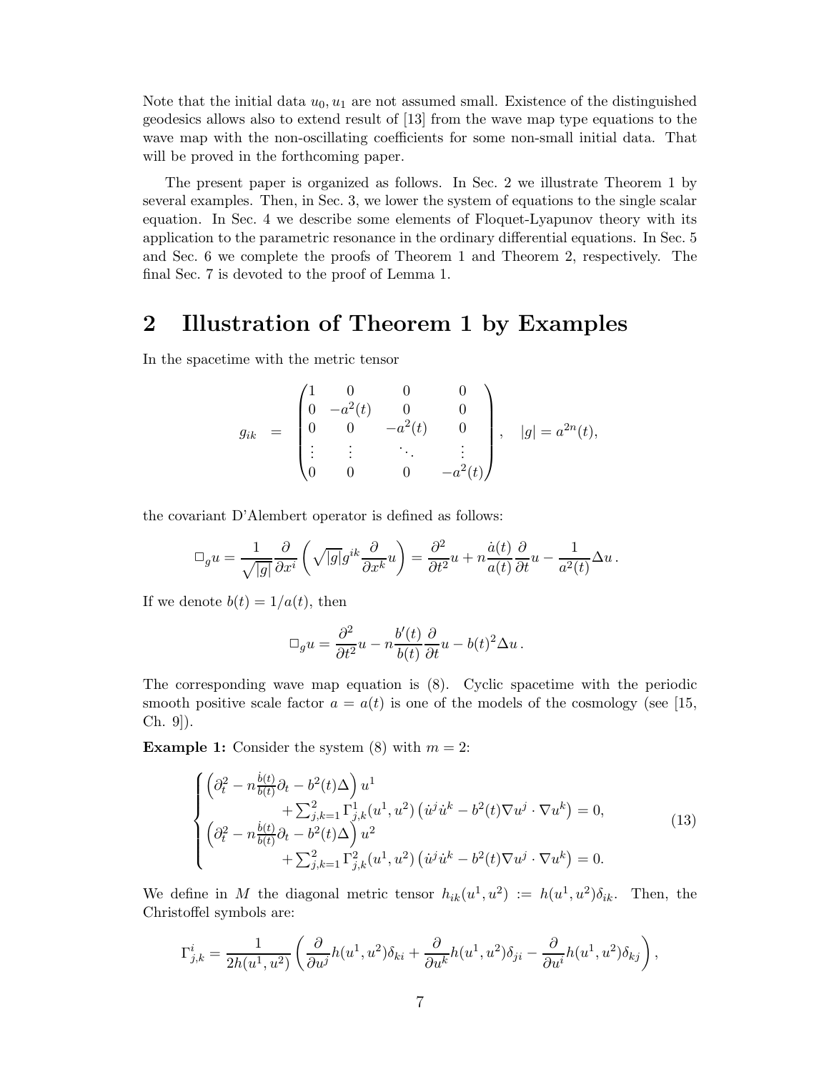Note that the initial data $u_0, u_1$ are not assumed small. Existence of the distinguished geodesics allows also to extend result of [13] from the wave map type equations to the wave map with the non-oscillating coefficients for some non-small initial data. That will be proved in the forthcoming paper.

The present paper is organized as follows. In Sec. 2 we illustrate Theorem 1 by several examples. Then, in Sec. 3, we lower the system of equations to the single scalar equation. In Sec. 4 we describe some elements of Floquet-Lyapunov theory with its application to the parametric resonance in the ordinary differential equations. In Sec. 5 and Sec. 6 we complete the proofs of Theorem 1 and Theorem 2, respectively. The final Sec. 7 is devoted to the proof of Lemma 1.

# 2 Illustration of Theorem 1 by Examples

In the spacetime with the metric tensor

$$
g_{ik} \;=\; \begin{pmatrix} 1 & 0 & 0 & 0 \\ 0 & -a^2(t) & 0 & 0 \\ 0 & 0 & -a^2(t) & 0 \\ \vdots & \vdots & \ddots & \vdots \\ 0 & 0 & 0 & -a^2(t) \end{pmatrix}, \quad |g| = a^{2n}(t),
$$

the covariant D'Alembert operator is defined as follows:

$$
\square_g u = \frac{1}{\sqrt{|g|}}\frac{\partial}{\partial x^i}\left(\sqrt{|g|}g^{ik}\frac{\partial}{\partial x^k}u\right) = \frac{\partial^2}{\partial t^2}u + n\frac{\dot{a}(t)}{a(t)}\frac{\partial}{\partial t}u - \frac{1}{a^2(t)}\Delta u\,.
$$

If we denote $b(t) = 1/a(t)$, then

$$
\square_g u = \frac{\partial^2}{\partial t^2}u - n\frac{b'(t)}{b(t)}\frac{\partial}{\partial t}u - b(t)^2\Delta u\,.
$$

The corresponding wave map equation is (8). Cyclic spacetime with the periodic smooth positive scale factor $a = a(t)$ is one of the models of the cosmology (see [15, Ch. 9]).

**Example 1:** Consider the system (8) with $m = 2$:

$$
\begin{cases} \left(\partial_t^2 - n\frac{\dot{b}(t)}{b(t)}\partial_t - b^2(t)\Delta\right)u^1 \\ \qquad\qquad + \sum_{j,k=1}^2 \Gamma^1_{j,k}(u^1,u^2)\left(\dot{u}^j\dot{u}^k - b^2(t)\nabla u^j\cdot\nabla u^k\right) = 0, \\ \left(\partial_t^2 - n\frac{\dot{b}(t)}{b(t)}\partial_t - b^2(t)\Delta\right)u^2 \\ \qquad\qquad + \sum_{j,k=1}^2 \Gamma^2_{j,k}(u^1,u^2)\left(\dot{u}^j\dot{u}^k - b^2(t)\nabla u^j\cdot\nabla u^k\right) = 0. \end{cases} \tag{13}
$$

We define in $M$ the diagonal metric tensor $h_{ik}(u^1,u^2) := h(u^1,u^2)\delta_{ik}$. Then, the Christoffel symbols are:

$$
\Gamma^i_{j,k} = \frac{1}{2h(u^1,u^2)}\left(\frac{\partial}{\partial u^j}h(u^1,u^2)\delta_{ki} + \frac{\partial}{\partial u^k}h(u^1,u^2)\delta_{ji} - \frac{\partial}{\partial u^i}h(u^1,u^2)\delta_{kj}\right),
$$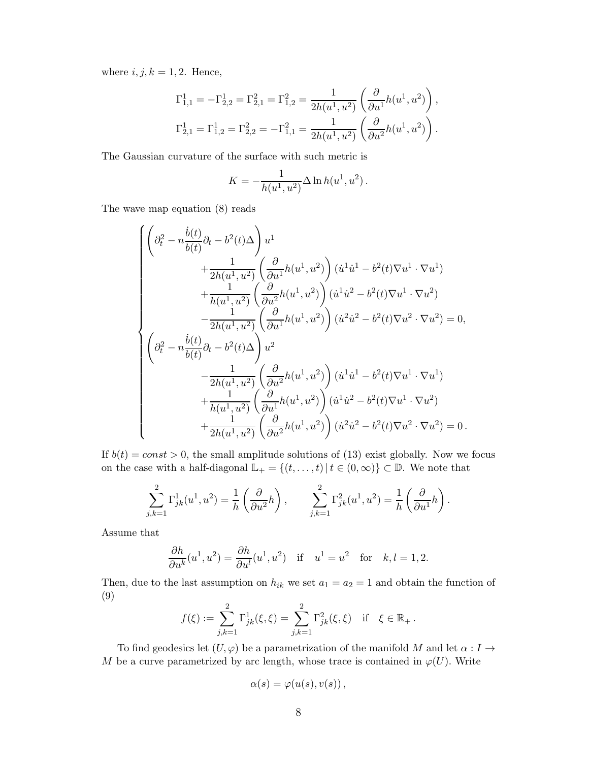where $i, j, k = 1, 2$. Hence,

$$
\begin{aligned}
\Gamma^1_{1,1} = -\Gamma^1_{2,2} = \Gamma^2_{2,1} = \Gamma^2_{1,2} = \frac{1}{2h(u^1,u^2)} \left( \frac{\partial}{\partial u^1} h(u^1,u^2) \right), \\
\Gamma^1_{2,1} = \Gamma^1_{1,2} = \Gamma^2_{2,2} = -\Gamma^2_{1,1} = \frac{1}{2h(u^1,u^2)} \left( \frac{\partial}{\partial u^2} h(u^1,u^2) \right).
\end{aligned}
$$

The Gaussian curvature of the surface with such metric is

$$
K = -\frac{1}{h(u^1,u^2)} \Delta \ln h(u^1,u^2) .
$$

The wave map equation (8) reads

$$
\begin{cases}
\left( \partial_t^2 - n\dfrac{\dot{b}(t)}{b(t)} \partial_t - b^2(t)\Delta \right) u^1 \\
\qquad\qquad + \dfrac{1}{2h(u^1,u^2)} \left( \dfrac{\partial}{\partial u^1} h(u^1,u^2) \right) (\dot{u}^1\dot{u}^1 - b^2(t)\nabla u^1 \cdot \nabla u^1) \\
\qquad\qquad + \dfrac{1}{h(u^1,u^2)} \left( \dfrac{\partial}{\partial u^2} h(u^1,u^2) \right) (\dot{u}^1\dot{u}^2 - b^2(t)\nabla u^1 \cdot \nabla u^2) \\
\qquad\qquad - \dfrac{1}{2h(u^1,u^2)} \left( \dfrac{\partial}{\partial u^1} h(u^1,u^2) \right) (\dot{u}^2\dot{u}^2 - b^2(t)\nabla u^2 \cdot \nabla u^2) = 0, \\
\left( \partial_t^2 - n\dfrac{\dot{b}(t)}{b(t)} \partial_t - b^2(t)\Delta \right) u^2 \\
\qquad\qquad - \dfrac{1}{2h(u^1,u^2)} \left( \dfrac{\partial}{\partial u^2} h(u^1,u^2) \right) (\dot{u}^1\dot{u}^1 - b^2(t)\nabla u^1 \cdot \nabla u^1) \\
\qquad\qquad + \dfrac{1}{h(u^1,u^2)} \left( \dfrac{\partial}{\partial u^1} h(u^1,u^2) \right) (\dot{u}^1\dot{u}^2 - b^2(t)\nabla u^1 \cdot \nabla u^2) \\
\qquad\qquad + \dfrac{1}{2h(u^1,u^2)} \left( \dfrac{\partial}{\partial u^2} h(u^1,u^2) \right) (\dot{u}^2\dot{u}^2 - b^2(t)\nabla u^2 \cdot \nabla u^2) = 0 .
\end{cases}
$$

If $b(t) = const > 0$, the small amplitude solutions of (13) exist globally. Now we focus on the case with a half-diagonal $\mathbb{L}_+ = \{(t, \dots, t) \,|\, t \in (0, \infty)\} \subset \mathbb{D}$. We note that

$$
\sum_{j,k=1}^{2} \Gamma^1_{jk}(u^1,u^2) = \frac{1}{h} \left( \frac{\partial}{\partial u^2} h \right), \qquad \sum_{j,k=1}^{2} \Gamma^2_{jk}(u^1,u^2) = \frac{1}{h} \left( \frac{\partial}{\partial u^1} h \right).
$$

Assume that

$$
\frac{\partial h}{\partial u^k}(u^1,u^2) = \frac{\partial h}{\partial u^l}(u^1,u^2) \quad \text{if} \quad u^1 = u^2 \quad \text{for} \quad k, l = 1, 2.
$$

Then, due to the last assumption on $h_{ik}$ we set $a_1 = a_2 = 1$ and obtain the function of (9)

$$
f(\xi) := \sum_{j,k=1}^{2} \Gamma^1_{jk}(\xi,\xi) = \sum_{j,k=1}^{2} \Gamma^2_{jk}(\xi,\xi) \quad \text{if} \quad \xi \in \mathbb{R}_+ .
$$

To find geodesics let $(U, \varphi)$ be a parametrization of the manifold $M$ and let $\alpha : I \to M$ be a curve parametrized by arc length, whose trace is contained in $\varphi(U)$. Write

$$
\alpha(s) = \varphi(u(s), v(s)) ,
$$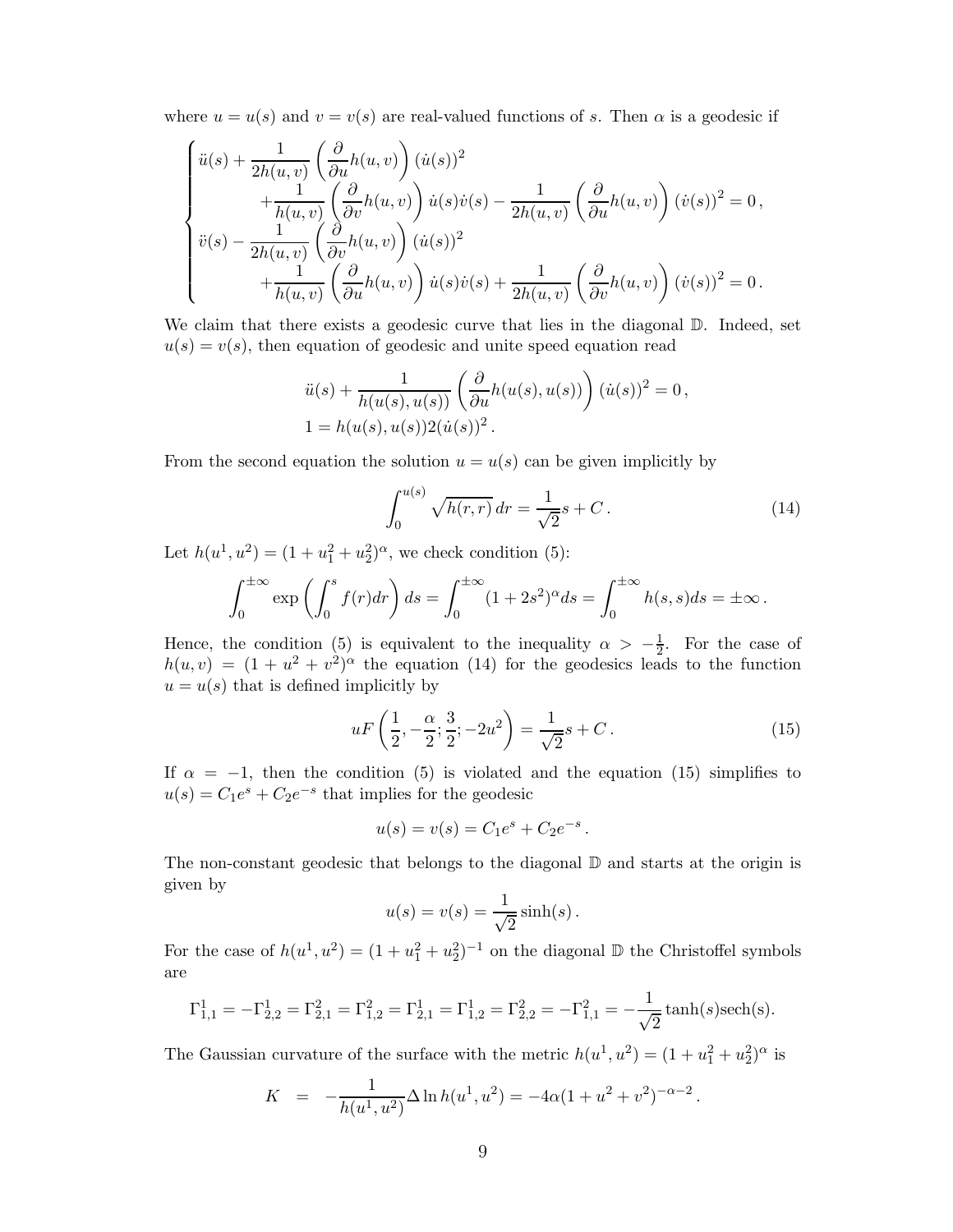where $u = u(s)$ and $v = v(s)$ are real-valued functions of $s$. Then $\alpha$ is a geodesic if

$$
\begin{cases}
\ddot{u}(s) + \dfrac{1}{2h(u,v)} \left( \dfrac{\partial}{\partial u} h(u,v) \right) (\dot{u}(s))^2 \\
\qquad + \dfrac{1}{h(u,v)} \left( \dfrac{\partial}{\partial v} h(u,v) \right) \dot{u}(s)\dot{v}(s) - \dfrac{1}{2h(u,v)} \left( \dfrac{\partial}{\partial u} h(u,v) \right) (\dot{v}(s))^2 = 0\,, \\
\ddot{v}(s) - \dfrac{1}{2h(u,v)} \left( \dfrac{\partial}{\partial v} h(u,v) \right) (\dot{u}(s))^2 \\
\qquad + \dfrac{1}{h(u,v)} \left( \dfrac{\partial}{\partial u} h(u,v) \right) \dot{u}(s)\dot{v}(s) + \dfrac{1}{2h(u,v)} \left( \dfrac{\partial}{\partial v} h(u,v) \right) (\dot{v}(s))^2 = 0\,.
\end{cases}
$$

We claim that there exists a geodesic curve that lies in the diagonal $\mathbb{D}$. Indeed, set $u(s) = v(s)$, then equation of geodesic and unite speed equation read

$$
\begin{aligned}
&\ddot{u}(s) + \frac{1}{h(u(s),u(s))} \left( \frac{\partial}{\partial u} h(u(s),u(s)) \right) (\dot{u}(s))^2 = 0\,, \\
&1 = h(u(s),u(s)) 2 (\dot{u}(s))^2\,.
\end{aligned}
$$

From the second equation the solution $u = u(s)$ can be given implicitly by

$$
\int_0^{u(s)} \sqrt{h(r,r)}\, dr = \frac{1}{\sqrt{2}} s + C\,. \tag{14}
$$

Let $h(u^1,u^2) = (1 + u_1^2 + u_2^2)^\alpha$, we check condition (5):

$$
\int_0^{\pm\infty} \exp\left( \int_0^s f(r) dr \right) ds = \int_0^{\pm\infty} (1 + 2s^2)^\alpha ds = \int_0^{\pm\infty} h(s,s) ds = \pm\infty\,.
$$

Hence, the condition (5) is equivalent to the inequality $\alpha > -\frac{1}{2}$. For the case of $h(u,v) = (1 + u^2 + v^2)^\alpha$ the equation (14) for the geodesics leads to the function $u = u(s)$ that is defined implicitly by

$$
uF\left( \frac{1}{2}, -\frac{\alpha}{2}; \frac{3}{2}; -2u^2 \right) = \frac{1}{\sqrt{2}} s + C\,. \tag{15}
$$

If $\alpha = -1$, then the condition (5) is violated and the equation (15) simplifies to $u(s) = C_1 e^s + C_2 e^{-s}$ that implies for the geodesic

$$
u(s) = v(s) = C_1 e^s + C_2 e^{-s}\,.
$$

The non-constant geodesic that belongs to the diagonal $\mathbb{D}$ and starts at the origin is given by

$$
u(s) = v(s) = \frac{1}{\sqrt{2}} \sinh(s)\,.
$$

For the case of $h(u^1,u^2) = (1 + u_1^2 + u_2^2)^{-1}$ on the diagonal $\mathbb{D}$ the Christoffel symbols are

$$
\Gamma^1_{1,1} = -\Gamma^1_{2,2} = \Gamma^2_{2,1} = \Gamma^2_{1,2} = \Gamma^1_{2,1} = \Gamma^1_{1,2} = \Gamma^2_{2,2} = -\Gamma^2_{1,1} = -\frac{1}{\sqrt{2}} \tanh(s)\text{sech}(s).
$$

The Gaussian curvature of the surface with the metric $h(u^1,u^2) = (1 + u_1^2 + u_2^2)^\alpha$ is

$$
K \;=\; -\frac{1}{h(u^1,u^2)} \Delta \ln h(u^1,u^2) = -4\alpha (1 + u^2 + v^2)^{-\alpha-2}\,.
$$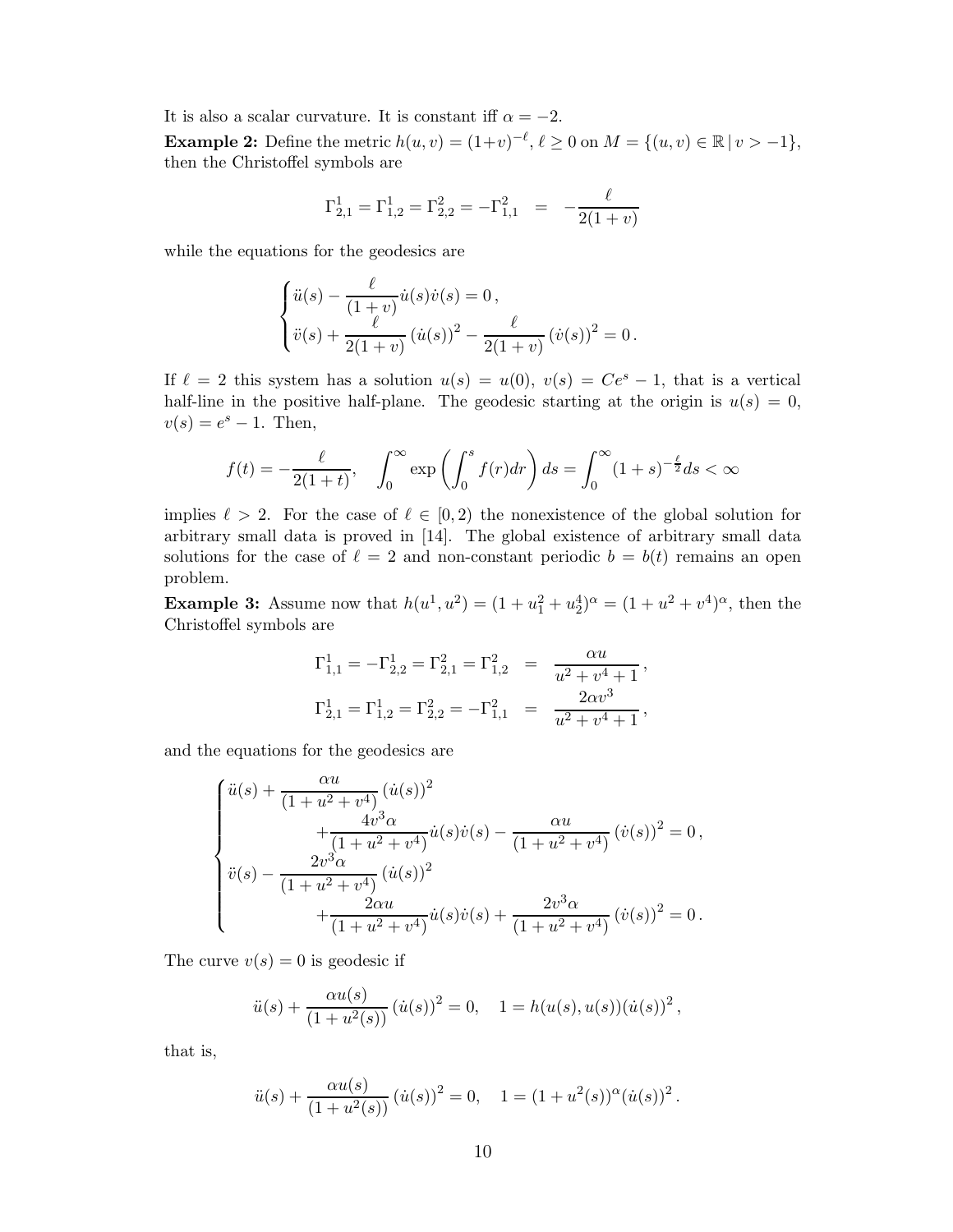It is also a scalar curvature. It is constant iff $\alpha = -2$.

**Example 2:** Define the metric $h(u,v) = (1+v)^{-\ell}$, $\ell \geq 0$ on $M = \{(u,v) \in \mathbb{R} \,|\, v > -1\}$, then the Christoffel symbols are

$$
\Gamma^1_{2,1} = \Gamma^1_{1,2} = \Gamma^2_{2,2} = -\Gamma^2_{1,1} \quad = \quad -\frac{\ell}{2(1+v)}
$$

while the equations for the geodesics are

$$
\begin{cases}
\ddot{u}(s) - \dfrac{\ell}{(1+v)} \dot{u}(s)\dot{v}(s) = 0\,, \\
\ddot{v}(s) + \dfrac{\ell}{2(1+v)} \left(\dot{u}(s)\right)^2 - \dfrac{\ell}{2(1+v)} \left(\dot{v}(s)\right)^2 = 0\,.
\end{cases}
$$

If $\ell = 2$ this system has a solution $u(s) = u(0)$, $v(s) = Ce^s - 1$, that is a vertical half-line in the positive half-plane. The geodesic starting at the origin is $u(s) = 0$, $v(s) = e^s - 1$. Then,

$$
f(t) = -\frac{\ell}{2(1+t)}, \quad \int_0^\infty \exp\left(\int_0^s f(r)dr\right) ds = \int_0^\infty (1+s)^{-\frac{\ell}{2}} ds < \infty
$$

implies $\ell > 2$. For the case of $\ell \in [0,2)$ the nonexistence of the global solution for arbitrary small data is proved in [14]. The global existence of arbitrary small data solutions for the case of $\ell = 2$ and non-constant periodic $b = b(t)$ remains an open problem.

**Example 3:** Assume now that $h(u^1, u^2) = (1 + u_1^2 + u_2^4)^\alpha = (1 + u^2 + v^4)^\alpha$, then the Christoffel symbols are

$$
\begin{aligned}
\Gamma^1_{1,1} = -\Gamma^1_{2,2} = \Gamma^2_{2,1} = \Gamma^2_{1,2} \quad &= \quad \frac{\alpha u}{u^2 + v^4 + 1}\,, \\
\Gamma^1_{2,1} = \Gamma^1_{1,2} = \Gamma^2_{2,2} = -\Gamma^2_{1,1} \quad &= \quad \frac{2\alpha v^3}{u^2 + v^4 + 1}\,,
\end{aligned}
$$

and the equations for the geodesics are

$$
\begin{cases}
\ddot{u}(s) + \dfrac{\alpha u}{(1 + u^2 + v^4)} \left(\dot{u}(s)\right)^2 \\
\qquad\qquad + \dfrac{4v^3\alpha}{(1 + u^2 + v^4)} \dot{u}(s)\dot{v}(s) - \dfrac{\alpha u}{(1 + u^2 + v^4)} \left(\dot{v}(s)\right)^2 = 0\,, \\
\ddot{v}(s) - \dfrac{2v^3\alpha}{(1 + u^2 + v^4)} \left(\dot{u}(s)\right)^2 \\
\qquad\qquad + \dfrac{2\alpha u}{(1 + u^2 + v^4)} \dot{u}(s)\dot{v}(s) + \dfrac{2v^3\alpha}{(1 + u^2 + v^4)} \left(\dot{v}(s)\right)^2 = 0\,.
\end{cases}
$$

The curve $v(s) = 0$ is geodesic if

$$
\ddot{u}(s) + \frac{\alpha u(s)}{(1 + u^2(s))} \left(\dot{u}(s)\right)^2 = 0, \quad 1 = h(u(s), u(s))(\dot{u}(s))^2\,,
$$

that is,

$$
\ddot{u}(s) + \frac{\alpha u(s)}{(1 + u^2(s))} \left(\dot{u}(s)\right)^2 = 0, \quad 1 = (1 + u^2(s))^\alpha (\dot{u}(s))^2\,.
$$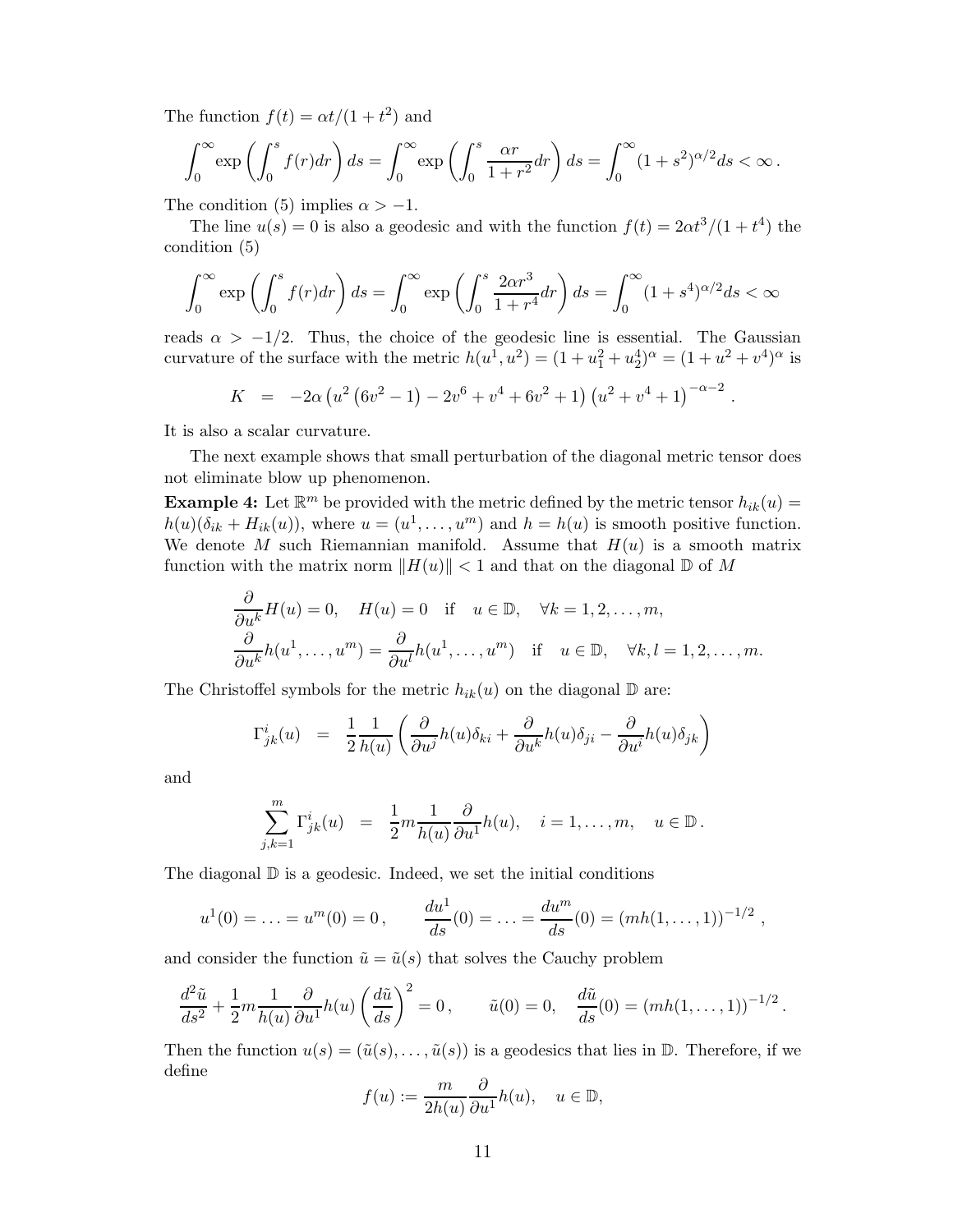The function $f(t) = \alpha t/(1+t^2)$ and

$$\int_0^\infty \exp\left(\int_0^s f(r)dr\right) ds = \int_0^\infty \exp\left(\int_0^s \frac{\alpha r}{1+r^2}dr\right) ds = \int_0^\infty (1+s^2)^{\alpha/2} ds < \infty\,.$$

The condition (5) implies $\alpha > -1$.

The line $u(s) = 0$ is also a geodesic and with the function $f(t) = 2\alpha t^3/(1+t^4)$ the condition (5)

$$\int_0^\infty \exp\left(\int_0^s f(r)dr\right) ds = \int_0^\infty \exp\left(\int_0^s \frac{2\alpha r^3}{1+r^4}dr\right) ds = \int_0^\infty (1+s^4)^{\alpha/2} ds < \infty$$

reads $\alpha > -1/2$. Thus, the choice of the geodesic line is essential. The Gaussian curvature of the surface with the metric $h(u^1,u^2) = (1+u_1^2+u_2^4)^\alpha = (1+u^2+v^4)^\alpha$ is

$$K \;=\; -2\alpha\left(u^2\left(6v^2-1\right)-2v^6+v^4+6v^2+1\right)\left(u^2+v^4+1\right)^{-\alpha-2}\,.$$

It is also a scalar curvature.

The next example shows that small perturbation of the diagonal metric tensor does not eliminate blow up phenomenon.

**Example 4:** Let $\mathbb{R}^m$ be provided with the metric defined by the metric tensor $h_{ik}(u) = h(u)(\delta_{ik} + H_{ik}(u))$, where $u = (u^1,\dots,u^m)$ and $h = h(u)$ is smooth positive function. We denote $M$ such Riemannian manifold. Assume that $H(u)$ is a smooth matrix function with the matrix norm $\|H(u)\| < 1$ and that on the diagonal $\mathbb{D}$ of $M$

$$\begin{aligned}
&\frac{\partial}{\partial u^k}H(u) = 0, \quad H(u) = 0 \quad \text{if} \quad u \in \mathbb{D}, \quad \forall k = 1,2,\dots,m, \\
&\frac{\partial}{\partial u^k}h(u^1,\dots,u^m) = \frac{\partial}{\partial u^l}h(u^1,\dots,u^m) \quad \text{if} \quad u \in \mathbb{D}, \quad \forall k,l = 1,2,\dots,m.
\end{aligned}$$

The Christoffel symbols for the metric $h_{ik}(u)$ on the diagonal $\mathbb{D}$ are:

$$\Gamma^i_{jk}(u) \;=\; \frac{1}{2}\frac{1}{h(u)}\left(\frac{\partial}{\partial u^j}h(u)\delta_{ki} + \frac{\partial}{\partial u^k}h(u)\delta_{ji} - \frac{\partial}{\partial u^i}h(u)\delta_{jk}\right)$$

and

$$\sum_{j,k=1}^m \Gamma^i_{jk}(u) \;=\; \frac{1}{2}m\frac{1}{h(u)}\frac{\partial}{\partial u^1}h(u), \quad i = 1,\dots,m, \quad u \in \mathbb{D}\,.$$

The diagonal $\mathbb{D}$ is a geodesic. Indeed, we set the initial conditions

$$u^1(0) = \ldots = u^m(0) = 0\,, \qquad \frac{du^1}{ds}(0) = \ldots = \frac{du^m}{ds}(0) = (mh(1,\dots,1))^{-1/2}\,,$$

and consider the function $\tilde{u} = \tilde{u}(s)$ that solves the Cauchy problem

$$\frac{d^2\tilde{u}}{ds^2} + \frac{1}{2}m\frac{1}{h(u)}\frac{\partial}{\partial u^1}h(u)\left(\frac{d\tilde{u}}{ds}\right)^2 = 0\,, \qquad \tilde{u}(0) = 0, \quad \frac{d\tilde{u}}{ds}(0) = (mh(1,\dots,1))^{-1/2}\,.$$

Then the function $u(s) = (\tilde{u}(s),\dots,\tilde{u}(s))$ is a geodesics that lies in $\mathbb{D}$. Therefore, if we define

$$f(u) := \frac{m}{2h(u)}\frac{\partial}{\partial u^1}h(u), \quad u \in \mathbb{D},$$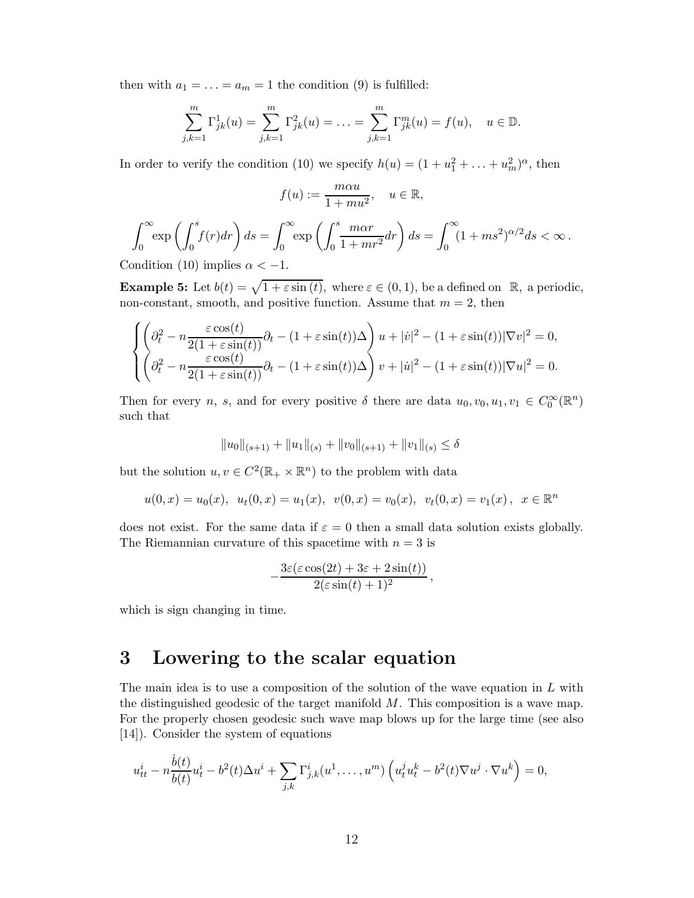then with $a_1 = \ldots = a_m = 1$ the condition (9) is fulfilled:

$$\sum_{j,k=1}^{m} \Gamma^1_{jk}(u) = \sum_{j,k=1}^{m} \Gamma^2_{jk}(u) = \ldots = \sum_{j,k=1}^{m} \Gamma^m_{jk}(u) = f(u), \quad u \in \mathbb{D}.$$

In order to verify the condition (10) we specify $h(u) = (1 + u_1^2 + \ldots + u_m^2)^\alpha$, then

$$f(u) := \frac{m\alpha u}{1 + mu^2}, \quad u \in \mathbb{R},$$

$$\int_0^\infty \exp\left(\int_0^s f(r)dr\right) ds = \int_0^\infty \exp\left(\int_0^s \frac{m\alpha r}{1 + mr^2} dr\right) ds = \int_0^\infty (1 + ms^2)^{\alpha/2} ds < \infty \, .$$

Condition (10) implies $\alpha < -1$.

**Example 5:** Let $b(t) = \sqrt{1 + \varepsilon \sin(t)}$, where $\varepsilon \in (0, 1)$, be a defined on $\mathbb{R}$, a periodic, non-constant, smooth, and positive function. Assume that $m = 2$, then

$$\begin{cases} \left(\partial_t^2 - n\dfrac{\varepsilon \cos(t)}{2(1+\varepsilon \sin(t))}\partial_t - (1 + \varepsilon \sin(t))\Delta\right) u + |\dot{v}|^2 - (1 + \varepsilon \sin(t))|\nabla v|^2 = 0, \\ \left(\partial_t^2 - n\dfrac{\varepsilon \cos(t)}{2(1+\varepsilon \sin(t))}\partial_t - (1 + \varepsilon \sin(t))\Delta\right) v + |\dot{u}|^2 - (1 + \varepsilon \sin(t))|\nabla u|^2 = 0. \end{cases}$$

Then for every $n$, $s$, and for every positive $\delta$ there are data $u_0, v_0, u_1, v_1 \in C_0^\infty(\mathbb{R}^n)$ such that

$$\|u_0\|_{(s+1)} + \|u_1\|_{(s)} + \|v_0\|_{(s+1)} + \|v_1\|_{(s)} \leq \delta$$

but the solution $u, v \in C^2(\mathbb{R}_+ \times \mathbb{R}^n)$ to the problem with data

$$u(0, x) = u_0(x), \;\; u_t(0, x) = u_1(x), \;\; v(0, x) = v_0(x), \;\; v_t(0, x) = v_1(x) \, , \;\; x \in \mathbb{R}^n$$

does not exist. For the same data if $\varepsilon = 0$ then a small data solution exists globally. The Riemannian curvature of this spacetime with $n = 3$ is

$$-\frac{3\varepsilon(\varepsilon \cos(2t) + 3\varepsilon + 2\sin(t))}{2(\varepsilon \sin(t) + 1)^2} \, ,$$

which is sign changing in time.

# 3 Lowering to the scalar equation

The main idea is to use a composition of the solution of the wave equation in $L$ with the distinguished geodesic of the target manifold $M$. This composition is a wave map. For the properly chosen geodesic such wave map blows up for the large time (see also [14]). Consider the system of equations

$$u^i_{tt} - n\frac{\dot{b}(t)}{b(t)}u^i_t - b^2(t)\Delta u^i + \sum_{j,k} \Gamma^i_{j,k}(u^1, \ldots, u^m)\left(u^j_t u^k_t - b^2(t)\nabla u^j \cdot \nabla u^k\right) = 0,$$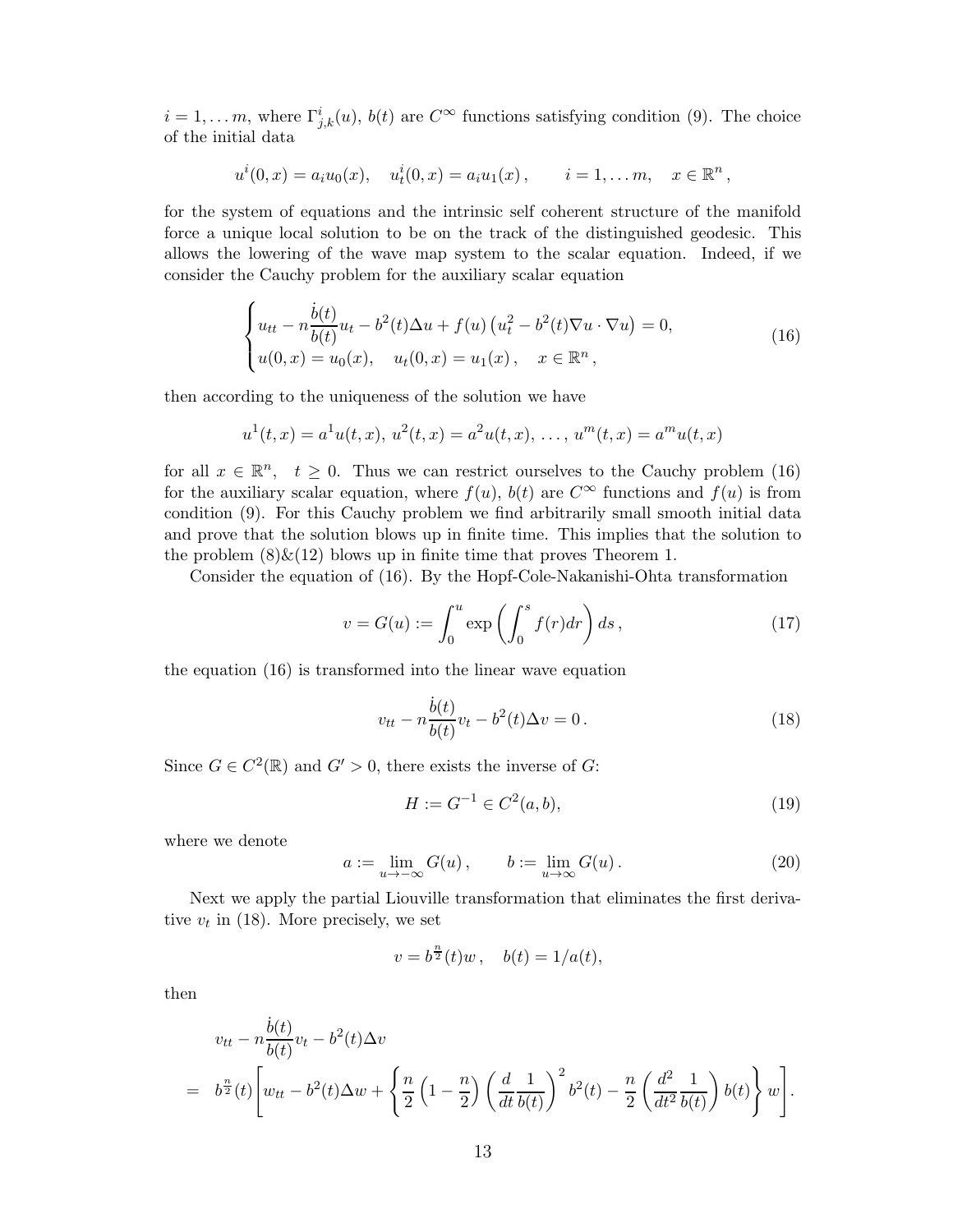$i = 1, \dots m$, where $\Gamma^i_{j,k}(u)$, $b(t)$ are $C^\infty$ functions satisfying condition (9). The choice of the initial data

$$
u^i(0,x) = a_i u_0(x), \quad u^i_t(0,x) = a_i u_1(x)\,, \qquad i = 1, \dots m, \quad x \in \mathbb{R}^n\,,
$$

for the system of equations and the intrinsic self coherent structure of the manifold force a unique local solution to be on the track of the distinguished geodesic. This allows the lowering of the wave map system to the scalar equation. Indeed, if we consider the Cauchy problem for the auxiliary scalar equation

$$
\begin{cases} u_{tt} - n\dfrac{\dot b(t)}{b(t)} u_t - b^2(t)\Delta u + f(u)\left(u_t^2 - b^2(t)\nabla u \cdot \nabla u\right) = 0, \\ u(0,x) = u_0(x), \quad u_t(0,x) = u_1(x)\,, \quad x \in \mathbb{R}^n\,, \end{cases} \tag{16}
$$

then according to the uniqueness of the solution we have

$$
u^1(t,x) = a^1 u(t,x),\; u^2(t,x) = a^2 u(t,x),\; \dots,\; u^m(t,x) = a^m u(t,x)
$$

for all $x \in \mathbb{R}^n$, $\quad t \ge 0$. Thus we can restrict ourselves to the Cauchy problem (16) for the auxiliary scalar equation, where $f(u)$, $b(t)$ are $C^\infty$ functions and $f(u)$ is from condition (9). For this Cauchy problem we find arbitrarily small smooth initial data and prove that the solution blows up in finite time. This implies that the solution to the problem (8)&(12) blows up in finite time that proves Theorem 1.

Consider the equation of (16). By the Hopf-Cole-Nakanishi-Ohta transformation

$$
v = G(u) := \int_0^u \exp\left(\int_0^s f(r)dr\right) ds\,, \tag{17}
$$

the equation (16) is transformed into the linear wave equation

$$
v_{tt} - n\frac{\dot b(t)}{b(t)} v_t - b^2(t)\Delta v = 0\,. \tag{18}
$$

Since $G \in C^2(\mathbb{R})$ and $G' > 0$, there exists the inverse of $G$:

$$
H := G^{-1} \in C^2(a,b), \tag{19}
$$

where we denote

$$
a := \lim_{u \to -\infty} G(u)\,, \qquad b := \lim_{u \to \infty} G(u)\,. \tag{20}
$$

Next we apply the partial Liouville transformation that eliminates the first derivative $v_t$ in (18). More precisely, we set

$$
v = b^{\frac{n}{2}}(t) w\,, \quad b(t) = 1/a(t),
$$

then

$$
\begin{aligned}
& v_{tt} - n\frac{\dot b(t)}{b(t)} v_t - b^2(t)\Delta v \\
= \;& b^{\frac{n}{2}}(t)\left[ w_{tt} - b^2(t)\Delta w + \left\{ \frac{n}{2}\left(1 - \frac{n}{2}\right)\left(\frac{d}{dt}\frac{1}{b(t)}\right)^2 b^2(t) - \frac{n}{2}\left(\frac{d^2}{dt^2}\frac{1}{b(t)}\right) b(t) \right\} w \right].
\end{aligned}
$$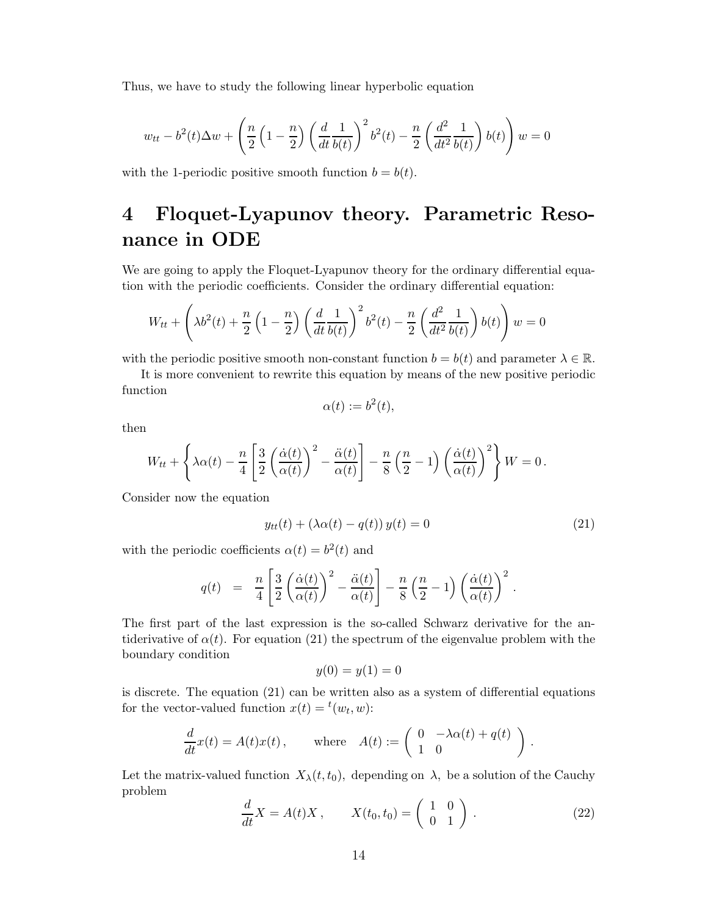Thus, we have to study the following linear hyperbolic equation

$$
w_{tt} - b^2(t)\Delta w + \left( \frac{n}{2}\left(1 - \frac{n}{2}\right)\left(\frac{d}{dt}\frac{1}{b(t)}\right)^2 b^2(t) - \frac{n}{2}\left(\frac{d^2}{dt^2}\frac{1}{b(t)}\right) b(t) \right) w = 0
$$

with the 1-periodic positive smooth function $b = b(t)$.

# 4 Floquet-Lyapunov theory. Parametric Resonance in ODE

We are going to apply the Floquet-Lyapunov theory for the ordinary differential equation with the periodic coefficients. Consider the ordinary differential equation:

$$
W_{tt} + \left( \lambda b^2(t) + \frac{n}{2}\left(1 - \frac{n}{2}\right)\left(\frac{d}{dt}\frac{1}{b(t)}\right)^2 b^2(t) - \frac{n}{2}\left(\frac{d^2}{dt^2}\frac{1}{b(t)}\right) b(t) \right) w = 0
$$

with the periodic positive smooth non-constant function $b = b(t)$ and parameter $\lambda \in \mathbb{R}$.

It is more convenient to rewrite this equation by means of the new positive periodic function

$$
\alpha(t) := b^2(t),
$$

then

$$
W_{tt} + \left\{ \lambda\alpha(t) - \frac{n}{4}\left[ \frac{3}{2}\left(\frac{\dot\alpha(t)}{\alpha(t)}\right)^2 - \frac{\ddot\alpha(t)}{\alpha(t)} \right] - \frac{n}{8}\left(\frac{n}{2} - 1\right)\left(\frac{\dot\alpha(t)}{\alpha(t)}\right)^2 \right\} W = 0 \,.
$$

Consider now the equation

$$
y_{tt}(t) + (\lambda\alpha(t) - q(t))\, y(t) = 0 \tag{21}
$$

with the periodic coefficients $\alpha(t) = b^2(t)$ and

$$
q(t) \;=\; \frac{n}{4}\left[ \frac{3}{2}\left(\frac{\dot\alpha(t)}{\alpha(t)}\right)^2 - \frac{\ddot\alpha(t)}{\alpha(t)} \right] - \frac{n}{8}\left(\frac{n}{2} - 1\right)\left(\frac{\dot\alpha(t)}{\alpha(t)}\right)^2 .
$$

The first part of the last expression is the so-called Schwarz derivative for the antiderivative of $\alpha(t)$. For equation (21) the spectrum of the eigenvalue problem with the boundary condition

$$
y(0) = y(1) = 0
$$

is discrete. The equation (21) can be written also as a system of differential equations for the vector-valued function $x(t) = {}^t(w_t, w)$:

$$
\frac{d}{dt}x(t) = A(t)x(t)\,, \qquad \text{where} \quad A(t) := \begin{pmatrix} 0 & -\lambda\alpha(t) + q(t) \\ 1 & 0 \end{pmatrix} .
$$

Let the matrix-valued function $X_\lambda(t, t_0)$, depending on $\lambda$, be a solution of the Cauchy problem

$$
\frac{d}{dt}X = A(t)X\,, \qquad X(t_0, t_0) = \begin{pmatrix} 1 & 0 \\ 0 & 1 \end{pmatrix} . \tag{22}
$$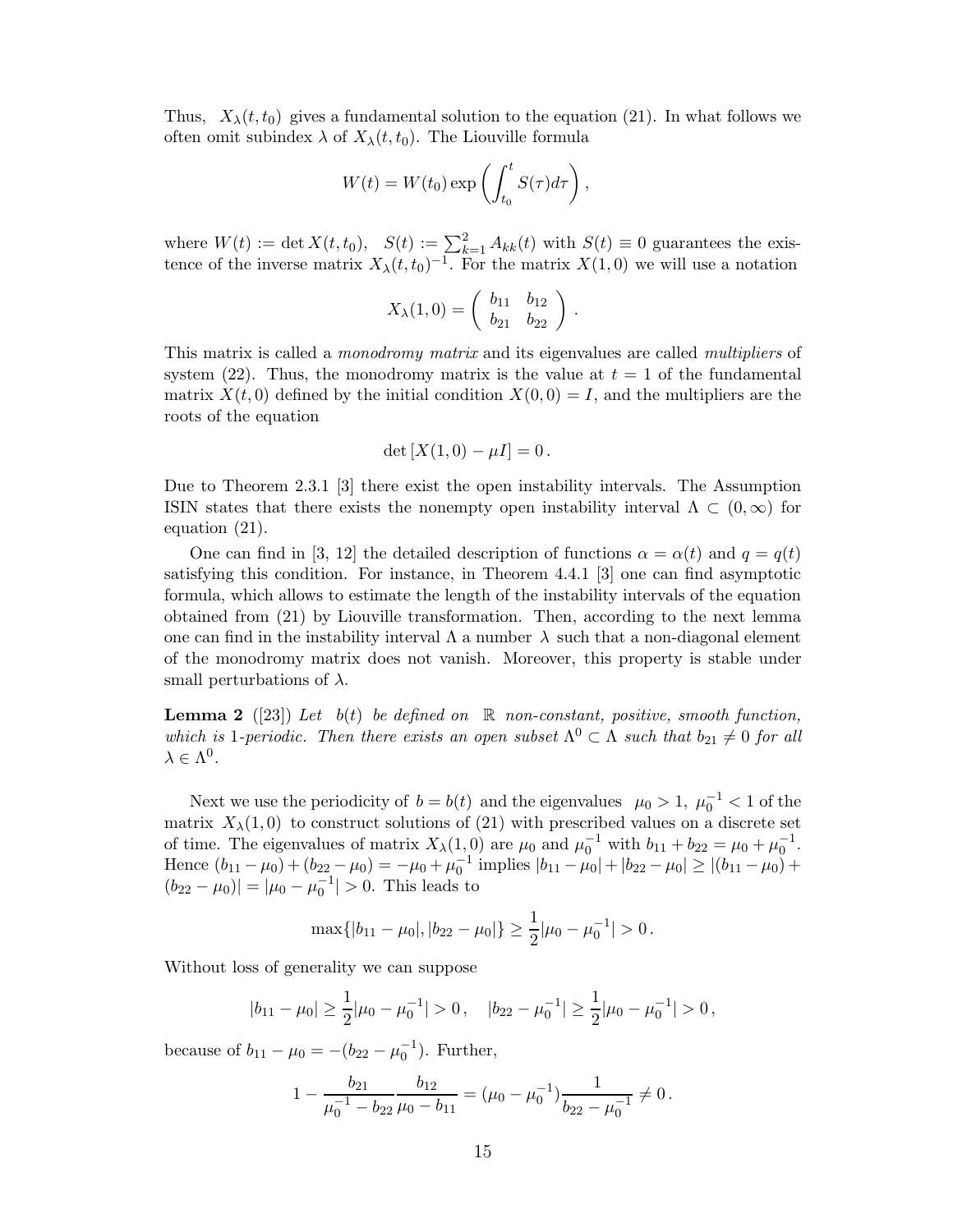Thus, $X_\lambda(t,t_0)$ gives a fundamental solution to the equation (21). In what follows we often omit subindex $\lambda$ of $X_\lambda(t,t_0)$. The Liouville formula

$$
W(t) = W(t_0)\exp\left(\int_{t_0}^{t} S(\tau)d\tau\right),
$$

where $W(t) := \det X(t,t_0)$, $S(t) := \sum_{k=1}^{2} A_{kk}(t)$ with $S(t) \equiv 0$ guarantees the existence of the inverse matrix $X_\lambda(t,t_0)^{-1}$. For the matrix $X(1,0)$ we will use a notation

$$
X_\lambda(1,0) = \left( \begin{array}{cc} b_{11} & b_{12} \\ b_{21} & b_{22} \end{array} \right).
$$

This matrix is called a *monodromy matrix* and its eigenvalues are called *multipliers* of system (22). Thus, the monodromy matrix is the value at $t=1$ of the fundamental matrix $X(t,0)$ defined by the initial condition $X(0,0) = I$, and the multipliers are the roots of the equation

$$
\det\left[X(1,0) - \mu I\right] = 0\,.
$$

Due to Theorem 2.3.1 [3] there exist the open instability intervals. The Assumption ISIN states that there exists the nonempty open instability interval $\Lambda \subset (0,\infty)$ for equation (21).

One can find in [3, 12] the detailed description of functions $\alpha = \alpha(t)$ and $q = q(t)$ satisfying this condition. For instance, in Theorem 4.4.1 [3] one can find asymptotic formula, which allows to estimate the length of the instability intervals of the equation obtained from (21) by Liouville transformation. Then, according to the next lemma one can find in the instability interval $\Lambda$ a number $\lambda$ such that a non-diagonal element of the monodromy matrix does not vanish. Moreover, this property is stable under small perturbations of $\lambda$.

**Lemma 2** ([23]) *Let $b(t)$ be defined on $\mathbb{R}$ non-constant, positive, smooth function, which is 1-periodic. Then there exists an open subset $\Lambda^0 \subset \Lambda$ such that $b_{21} \neq 0$ for all $\lambda \in \Lambda^0$.*

Next we use the periodicity of $b = b(t)$ and the eigenvalues $\mu_0 > 1$, $\mu_0^{-1} < 1$ of the matrix $X_\lambda(1,0)$ to construct solutions of (21) with prescribed values on a discrete set of time. The eigenvalues of matrix $X_\lambda(1,0)$ are $\mu_0$ and $\mu_0^{-1}$ with $b_{11} + b_{22} = \mu_0 + \mu_0^{-1}$. Hence $(b_{11} - \mu_0) + (b_{22} - \mu_0) = -\mu_0 + \mu_0^{-1}$ implies $|b_{11} - \mu_0| + |b_{22} - \mu_0| \geq |(b_{11} - \mu_0) + (b_{22} - \mu_0)| = |\mu_0 - \mu_0^{-1}| > 0$. This leads to

$$
\max\{|b_{11} - \mu_0|, |b_{22} - \mu_0|\} \geq \frac{1}{2}|\mu_0 - \mu_0^{-1}| > 0\,.
$$

Without loss of generality we can suppose

$$
|b_{11} - \mu_0| \geq \frac{1}{2}|\mu_0 - \mu_0^{-1}| > 0\,, \quad |b_{22} - \mu_0^{-1}| \geq \frac{1}{2}|\mu_0 - \mu_0^{-1}| > 0\,,
$$

because of $b_{11} - \mu_0 = -(b_{22} - \mu_0^{-1})$. Further,

$$
1 - \frac{b_{21}}{\mu_0^{-1} - b_{22}}\frac{b_{12}}{\mu_0 - b_{11}} = (\mu_0 - \mu_0^{-1})\frac{1}{b_{22} - \mu_0^{-1}} \neq 0\,.
$$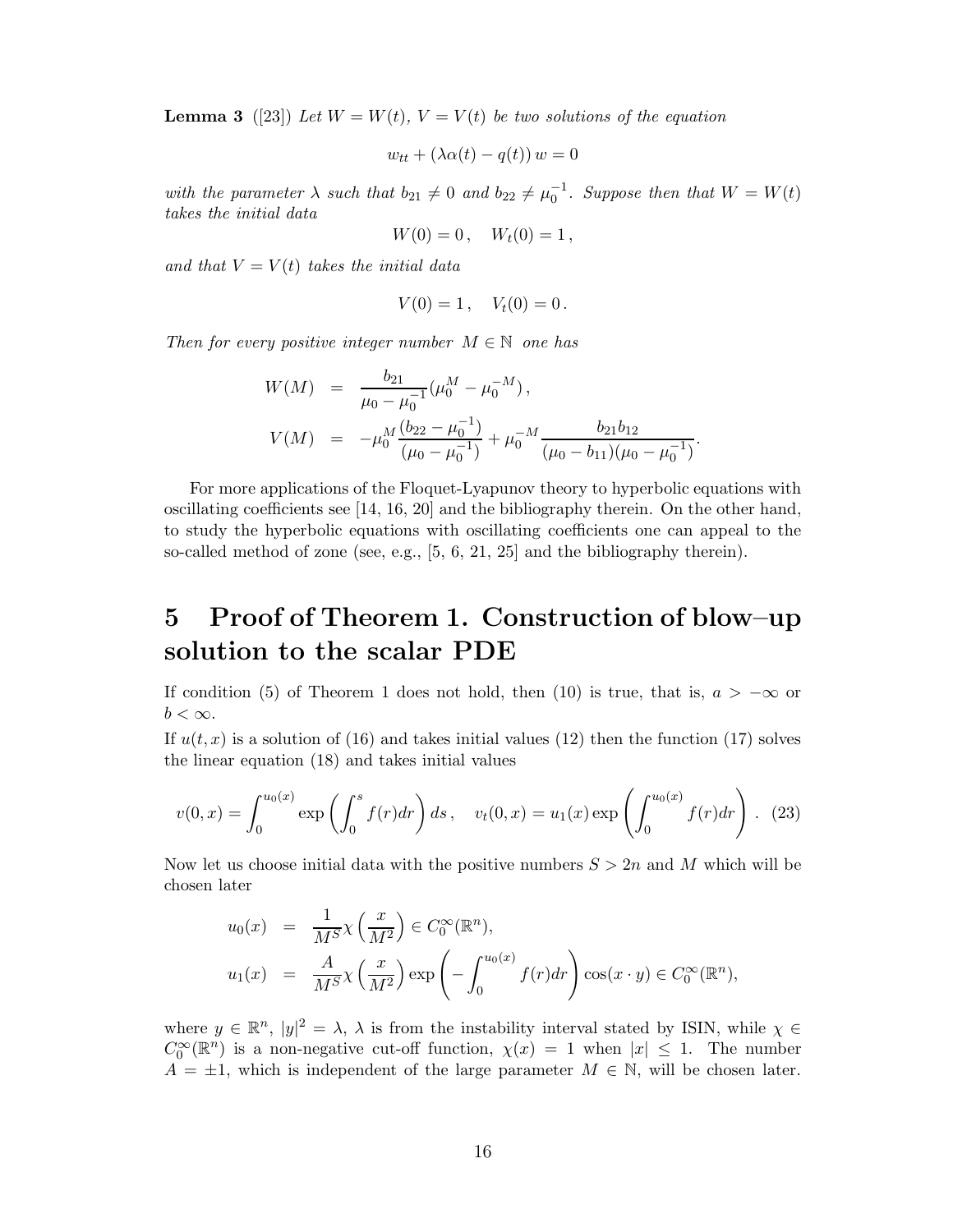**Lemma 3** ([23]) *Let $W = W(t)$, $V = V(t)$ be two solutions of the equation*

$$w_{tt} + (\lambda\alpha(t) - q(t))\, w = 0$$

*with the parameter $\lambda$ such that $b_{21} \neq 0$ and $b_{22} \neq \mu_0^{-1}$. Suppose then that $W = W(t)$ takes the initial data*

$$W(0) = 0\,, \quad W_t(0) = 1\,,$$

*and that $V = V(t)$ takes the initial data*

$$V(0) = 1\,, \quad V_t(0) = 0\,.$$

*Then for every positive integer number $M \in \mathbb{N}$ one has*

$$\begin{aligned}
W(M) &= \frac{b_{21}}{\mu_0 - \mu_0^{-1}}(\mu_0^M - \mu_0^{-M})\,, \\
V(M) &= -\mu_0^M \frac{(b_{22} - \mu_0^{-1})}{(\mu_0 - \mu_0^{-1})} + \mu_0^{-M} \frac{b_{21} b_{12}}{(\mu_0 - b_{11})(\mu_0 - \mu_0^{-1})}.
\end{aligned}$$

For more applications of the Floquet-Lyapunov theory to hyperbolic equations with oscillating coefficients see [14, 16, 20] and the bibliography therein. On the other hand, to study the hyperbolic equations with oscillating coefficients one can appeal to the so-called method of zone (see, e.g., [5, 6, 21, 25] and the bibliography therein).

# 5 Proof of Theorem 1. Construction of blow–up solution to the scalar PDE

If condition (5) of Theorem 1 does not hold, then (10) is true, that is, $a > -\infty$ or $b < \infty$.

If $u(t,x)$ is a solution of (16) and takes initial values (12) then the function (17) solves the linear equation (18) and takes initial values

$$v(0,x) = \int_0^{u_0(x)} \exp\left(\int_0^s f(r)dr\right) ds\,, \quad v_t(0,x) = u_1(x) \exp\left(\int_0^{u_0(x)} f(r)dr\right)\,. \quad (23)$$

Now let us choose initial data with the positive numbers $S > 2n$ and $M$ which will be chosen later

$$\begin{aligned}
u_0(x) &= \frac{1}{M^S}\chi\left(\frac{x}{M^2}\right) \in C_0^\infty(\mathbb{R}^n), \\
u_1(x) &= \frac{A}{M^S}\chi\left(\frac{x}{M^2}\right) \exp\left(-\int_0^{u_0(x)} f(r)dr\right) \cos(x \cdot y) \in C_0^\infty(\mathbb{R}^n),
\end{aligned}$$

where $y \in \mathbb{R}^n$, $|y|^2 = \lambda$, $\lambda$ is from the instability interval stated by ISIN, while $\chi \in C_0^\infty(\mathbb{R}^n)$ is a non-negative cut-off function, $\chi(x) = 1$ when $|x| \leq 1$. The number $A = \pm 1$, which is independent of the large parameter $M \in \mathbb{N}$, will be chosen later.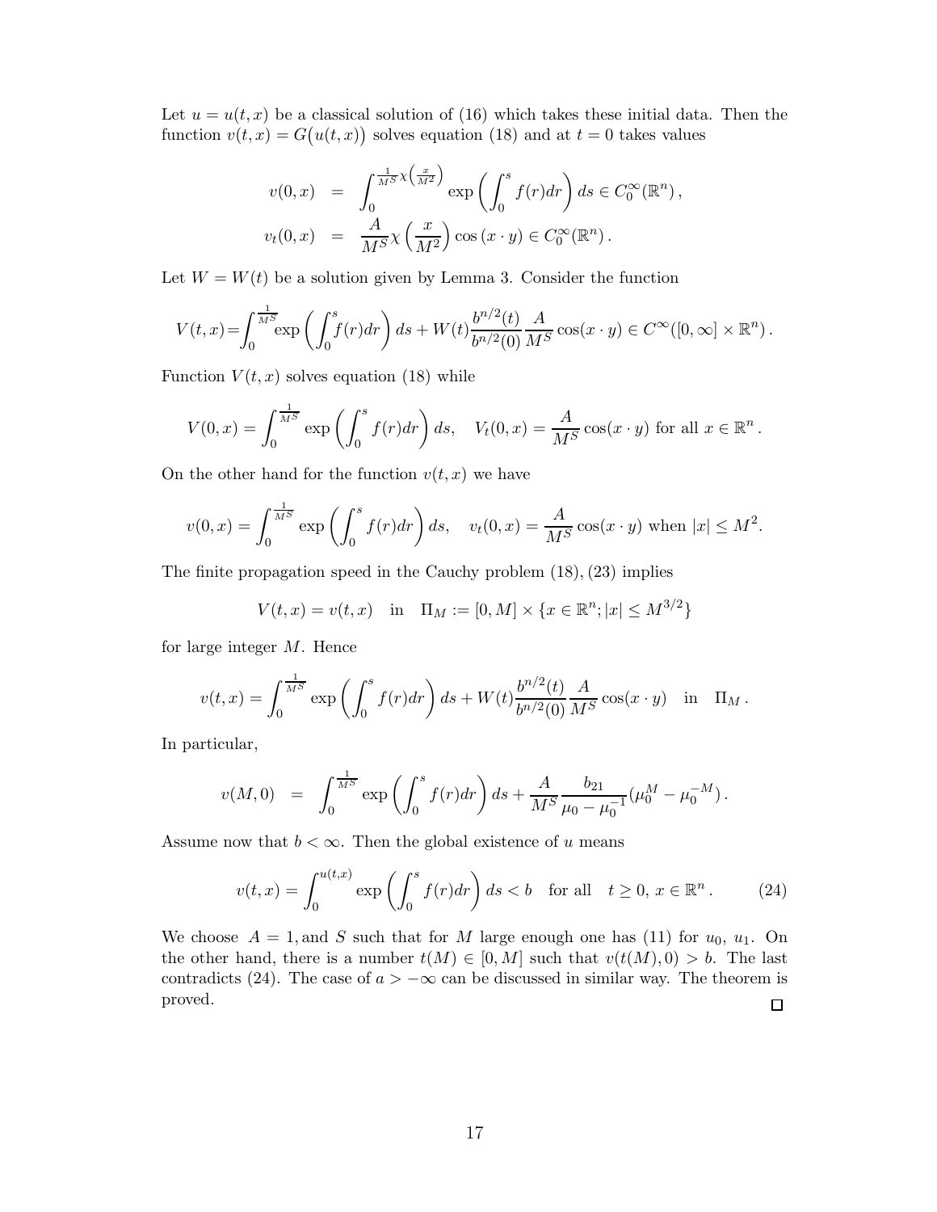Let $u = u(t,x)$ be a classical solution of (16) which takes these initial data. Then the function $v(t,x) = G\big(u(t,x)\big)$ solves equation (18) and at $t=0$ takes values

$$
\begin{aligned}
v(0,x) &= \int_0^{\frac{1}{M^S}\chi\left(\frac{x}{M^2}\right)} \exp\left(\int_0^s f(r)dr\right) ds \in C_0^\infty(\mathbb{R}^n)\,, \\
v_t(0,x) &= \frac{A}{M^S}\chi\left(\frac{x}{M^2}\right)\cos\left(x\cdot y\right) \in C_0^\infty(\mathbb{R}^n)\,.
\end{aligned}
$$

Let $W = W(t)$ be a solution given by Lemma 3. Consider the function

$$
V(t,x) = \int_0^{\frac{1}{M^S}} \exp\left(\int_0^s f(r)dr\right) ds + W(t)\frac{b^{n/2}(t)}{b^{n/2}(0)}\frac{A}{M^S}\cos(x\cdot y) \in C^\infty([0,\infty]\times\mathbb{R}^n)\,.
$$

Function $V(t,x)$ solves equation (18) while

$$
V(0,x) = \int_0^{\frac{1}{M^S}} \exp\left(\int_0^s f(r)dr\right) ds, \quad V_t(0,x) = \frac{A}{M^S}\cos(x\cdot y) \text{ for all } x\in\mathbb{R}^n\,.
$$

On the other hand for the function $v(t,x)$ we have

$$
v(0,x) = \int_0^{\frac{1}{M^S}} \exp\left(\int_0^s f(r)dr\right) ds, \quad v_t(0,x) = \frac{A}{M^S}\cos(x\cdot y) \text{ when } |x|\le M^2.
$$

The finite propagation speed in the Cauchy problem (18), (23) implies

$$
V(t,x) = v(t,x) \quad \text{in} \quad \Pi_M := [0,M]\times\{x\in\mathbb{R}^n; |x|\le M^{3/2}\}
$$

for large integer $M$. Hence

$$
v(t,x) = \int_0^{\frac{1}{M^S}} \exp\left(\int_0^s f(r)dr\right) ds + W(t)\frac{b^{n/2}(t)}{b^{n/2}(0)}\frac{A}{M^S}\cos(x\cdot y) \quad \text{in} \quad \Pi_M\,.
$$

In particular,

$$
v(M,0) = \int_0^{\frac{1}{M^S}} \exp\left(\int_0^s f(r)dr\right) ds + \frac{A}{M^S}\frac{b_{21}}{\mu_0-\mu_0^{-1}}(\mu_0^M - \mu_0^{-M})\,.
$$

Assume now that $b<\infty$. Then the global existence of $u$ means

$$
v(t,x) = \int_0^{u(t,x)} \exp\left(\int_0^s f(r)dr\right) ds < b \quad \text{for all} \quad t\ge 0,\, x\in\mathbb{R}^n\,. \tag{24}
$$

We choose $A=1$, and $S$ such that for $M$ large enough one has (11) for $u_0$, $u_1$. On the other hand, there is a number $t(M)\in[0,M]$ such that $v(t(M),0) > b$. The last contradicts (24). The case of $a>-\infty$ can be discussed in similar way. The theorem is proved. $\square$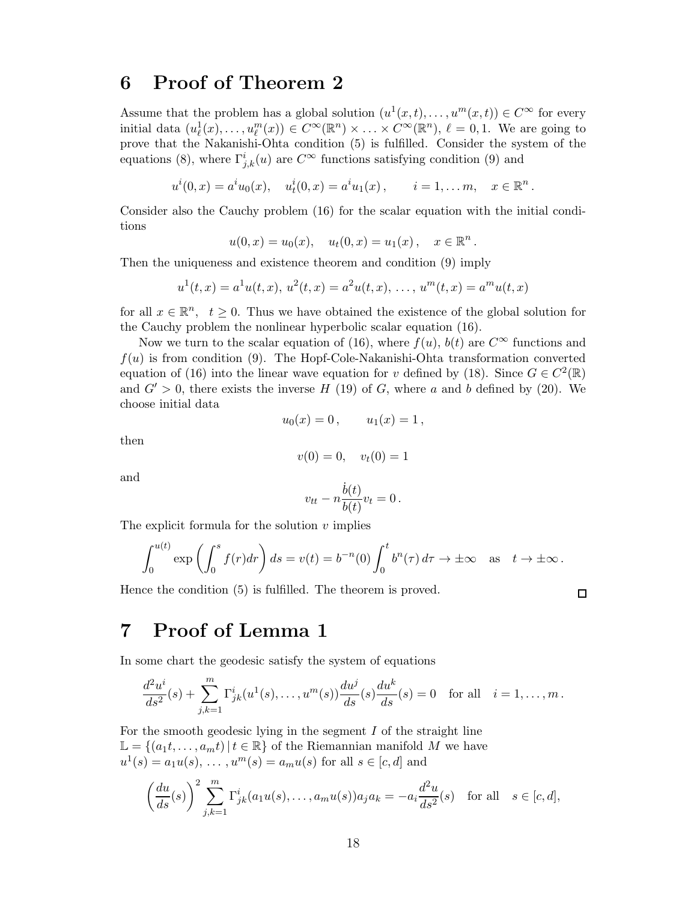## 6 Proof of Theorem 2

Assume that the problem has a global solution $(u^1(x,t),\dots,u^m(x,t)) \in C^\infty$ for every initial data $(u^1_\ell(x),\dots,u^m_\ell(x)) \in C^\infty(\mathbb{R}^n)\times\ldots\times C^\infty(\mathbb{R}^n)$, $\ell = 0,1$. We are going to prove that the Nakanishi-Ohta condition (5) is fulfilled. Consider the system of the equations (8), where $\Gamma^i_{j,k}(u)$ are $C^\infty$ functions satisfying condition (9) and

$$u^i(0,x) = a^i u_0(x), \quad u^i_t(0,x) = a^i u_1(x)\,, \qquad i = 1,\dots m, \quad x\in\mathbb{R}^n\,.$$

Consider also the Cauchy problem (16) for the scalar equation with the initial conditions

$$u(0,x) = u_0(x), \quad u_t(0,x) = u_1(x)\,, \quad x\in\mathbb{R}^n\,.$$

Then the uniqueness and existence theorem and condition (9) imply

$$u^1(t,x) = a^1u(t,x),\; u^2(t,x) = a^2u(t,x),\;\dots,\; u^m(t,x) = a^m u(t,x)$$

for all $x\in\mathbb{R}^n$, $t\geq 0$. Thus we have obtained the existence of the global solution for the Cauchy problem the nonlinear hyperbolic scalar equation (16).

Now we turn to the scalar equation of (16), where $f(u)$, $b(t)$ are $C^\infty$ functions and $f(u)$ is from condition (9). The Hopf-Cole-Nakanishi-Ohta transformation converted equation of (16) into the linear wave equation for $v$ defined by (18). Since $G\in C^2(\mathbb{R})$ and $G'>0$, there exists the inverse $H$ (19) of $G$, where $a$ and $b$ defined by (20). We choose initial data

$$u_0(x) = 0\,, \qquad u_1(x) = 1\,,$$

then

$$v(0) = 0, \quad v_t(0) = 1$$

and

$$v_{tt} - n\frac{\dot b(t)}{b(t)}v_t = 0\,.$$

The explicit formula for the solution $v$ implies

$$\int_0^{u(t)} \exp\left(\int_0^s f(r)dr\right)ds = v(t) = b^{-n}(0)\int_0^t b^n(\tau)\,d\tau \to \pm\infty \quad \text{as} \quad t\to\pm\infty\,.$$

Hence the condition (5) is fulfilled. The theorem is proved. $\square$

## 7 Proof of Lemma 1

In some chart the geodesic satisfy the system of equations

$$\frac{d^2u^i}{ds^2}(s) + \sum_{j,k=1}^m \Gamma^i_{jk}(u^1(s),\dots,u^m(s))\frac{du^j}{ds}(s)\frac{du^k}{ds}(s) = 0 \quad \text{for all} \quad i=1,\dots,m\,.$$

For the smooth geodesic lying in the segment $I$ of the straight line $\mathbb{L} = \{(a_1t,\dots,a_mt)\,|\,t\in\mathbb{R}\}$ of the Riemannian manifold $M$ we have $u^1(s) = a_1u(s),\,\dots\,,u^m(s) = a_mu(s)$ for all $s\in[c,d]$ and

$$\left(\frac{du}{ds}(s)\right)^2\sum_{j,k=1}^m \Gamma^i_{jk}(a_1u(s),\dots,a_mu(s))a_ja_k = -a_i\frac{d^2u}{ds^2}(s) \quad \text{for all} \quad s\in[c,d],$$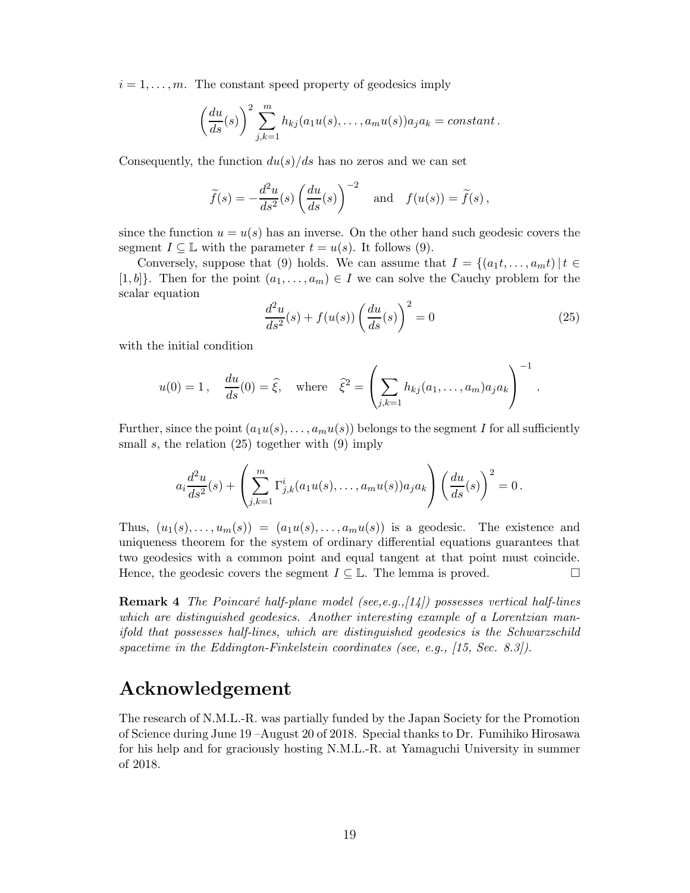$i = 1, \dots, m$. The constant speed property of geodesics imply

$$\left(\frac{du}{ds}(s)\right)^2 \sum_{j,k=1}^{m} h_{kj}(a_1 u(s), \dots, a_m u(s)) a_j a_k = constant\,.$$

Consequently, the function $du(s)/ds$ has no zeros and we can set

$$\widetilde{f}(s) = -\frac{d^2u}{ds^2}(s)\left(\frac{du}{ds}(s)\right)^{-2} \quad \text{and} \quad f(u(s)) = \widetilde{f}(s)\,,$$

since the function $u = u(s)$ has an inverse. On the other hand such geodesic covers the segment $I \subseteq \mathbb{L}$ with the parameter $t = u(s)$. It follows (9).

Conversely, suppose that (9) holds. We can assume that $I = \{(a_1 t, \dots, a_m t)\,|\, t \in [1, b]\}$. Then for the point $(a_1, \dots, a_m) \in I$ we can solve the Cauchy problem for the scalar equation

$$\frac{d^2u}{ds^2}(s) + f(u(s))\left(\frac{du}{ds}(s)\right)^2 = 0 \tag{25}$$

with the initial condition

$$u(0) = 1\,, \quad \frac{du}{ds}(0) = \widehat{\xi}, \quad \text{where} \quad \widehat{\xi}^2 = \left(\sum_{j,k=1} h_{kj}(a_1, \dots, a_m) a_j a_k\right)^{-1}\,.$$

Further, since the point $(a_1 u(s), \dots, a_m u(s))$ belongs to the segment $I$ for all sufficiently small $s$, the relation (25) together with (9) imply

$$a_i \frac{d^2u}{ds^2}(s) + \left(\sum_{j,k=1}^{m} \Gamma^i_{j,k}(a_1 u(s), \dots, a_m u(s)) a_j a_k\right)\left(\frac{du}{ds}(s)\right)^2 = 0\,.$$

Thus, $(u_1(s), \dots, u_m(s)) = (a_1 u(s), \dots, a_m u(s))$ is a geodesic. The existence and uniqueness theorem for the system of ordinary differential equations guarantees that two geodesics with a common point and equal tangent at that point must coincide. Hence, the geodesic covers the segment $I \subseteq \mathbb{L}$. The lemma is proved. $\square$

**Remark 4** *The Poincaré half-plane model (see,e.g.,[14]) possesses vertical half-lines which are distinguished geodesics. Another interesting example of a Lorentzian manifold that possesses half-lines, which are distinguished geodesics is the Schwarzschild spacetime in the Eddington-Finkelstein coordinates (see, e.g., [15, Sec. 8.3]).*

# Acknowledgement

The research of N.M.L.-R. was partially funded by the Japan Society for the Promotion of Science during June 19 –August 20 of 2018. Special thanks to Dr. Fumihiko Hirosawa for his help and for graciously hosting N.M.L.-R. at Yamaguchi University in summer of 2018.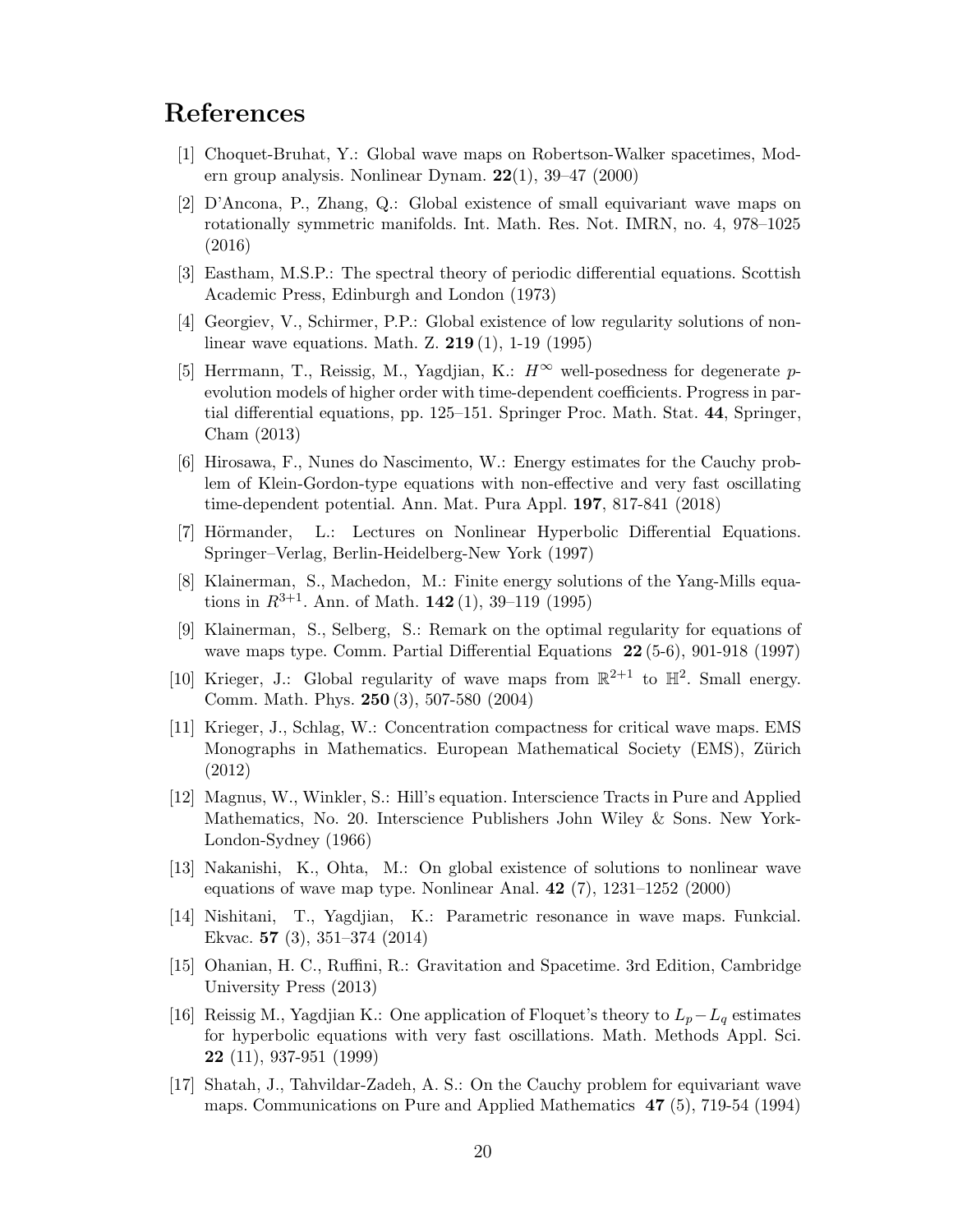# References

[1] Choquet-Bruhat, Y.: Global wave maps on Robertson-Walker spacetimes, Modern group analysis. Nonlinear Dynam. **22**(1), 39–47 (2000)

[2] D'Ancona, P., Zhang, Q.: Global existence of small equivariant wave maps on rotationally symmetric manifolds. Int. Math. Res. Not. IMRN, no. 4, 978–1025 (2016)

[3] Eastham, M.S.P.: The spectral theory of periodic differential equations. Scottish Academic Press, Edinburgh and London (1973)

[4] Georgiev, V., Schirmer, P.P.: Global existence of low regularity solutions of nonlinear wave equations. Math. Z. **219** (1), 1-19 (1995)

[5] Herrmann, T., Reissig, M., Yagdjian, K.: $H^\infty$ well-posedness for degenerate $p$-evolution models of higher order with time-dependent coefficients. Progress in partial differential equations, pp. 125–151. Springer Proc. Math. Stat. **44**, Springer, Cham (2013)

[6] Hirosawa, F., Nunes do Nascimento, W.: Energy estimates for the Cauchy problem of Klein-Gordon-type equations with non-effective and very fast oscillating time-dependent potential. Ann. Mat. Pura Appl. **197**, 817-841 (2018)

[7] Hörmander, L.: Lectures on Nonlinear Hyperbolic Differential Equations. Springer–Verlag, Berlin-Heidelberg-New York (1997)

[8] Klainerman, S., Machedon, M.: Finite energy solutions of the Yang-Mills equations in $R^{3+1}$. Ann. of Math. **142** (1), 39–119 (1995)

[9] Klainerman, S., Selberg, S.: Remark on the optimal regularity for equations of wave maps type. Comm. Partial Differential Equations **22** (5-6), 901-918 (1997)

[10] Krieger, J.: Global regularity of wave maps from $\mathbb{R}^{2+1}$ to $\mathbb{H}^2$. Small energy. Comm. Math. Phys. **250** (3), 507-580 (2004)

[11] Krieger, J., Schlag, W.: Concentration compactness for critical wave maps. EMS Monographs in Mathematics. European Mathematical Society (EMS), Zürich (2012)

[12] Magnus, W., Winkler, S.: Hill's equation. Interscience Tracts in Pure and Applied Mathematics, No. 20. Interscience Publishers John Wiley & Sons. New York-London-Sydney (1966)

[13] Nakanishi, K., Ohta, M.: On global existence of solutions to nonlinear wave equations of wave map type. Nonlinear Anal. **42** (7), 1231–1252 (2000)

[14] Nishitani, T., Yagdjian, K.: Parametric resonance in wave maps. Funkcial. Ekvac. **57** (3), 351–374 (2014)

[15] Ohanian, H. C., Ruffini, R.: Gravitation and Spacetime. 3rd Edition, Cambridge University Press (2013)

[16] Reissig M., Yagdjian K.: One application of Floquet's theory to $L_p - L_q$ estimates for hyperbolic equations with very fast oscillations. Math. Methods Appl. Sci. **22** (11), 937-951 (1999)

[17] Shatah, J., Tahvildar-Zadeh, A. S.: On the Cauchy problem for equivariant wave maps. Communications on Pure and Applied Mathematics **47** (5), 719-54 (1994)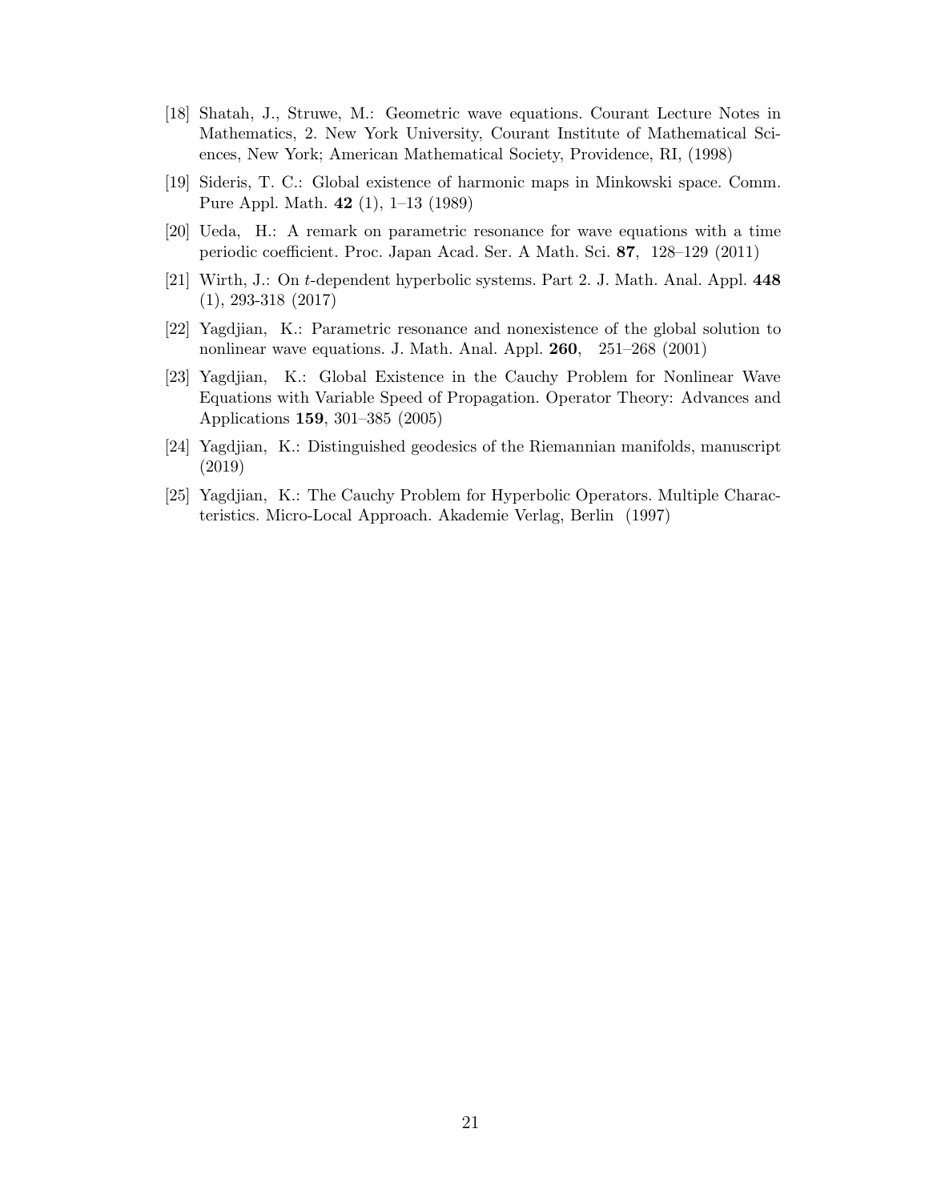[18] Shatah, J., Struwe, M.: Geometric wave equations. Courant Lecture Notes in Mathematics, 2. New York University, Courant Institute of Mathematical Sciences, New York; American Mathematical Society, Providence, RI, (1998)

[19] Sideris, T. C.: Global existence of harmonic maps in Minkowski space. Comm. Pure Appl. Math. **42** (1), 1–13 (1989)

[20] Ueda, H.: A remark on parametric resonance for wave equations with a time periodic coefficient. Proc. Japan Acad. Ser. A Math. Sci. **87**, 128–129 (2011)

[21] Wirth, J.: On $t$-dependent hyperbolic systems. Part 2. J. Math. Anal. Appl. **448** (1), 293-318 (2017)

[22] Yagdjian, K.: Parametric resonance and nonexistence of the global solution to nonlinear wave equations. J. Math. Anal. Appl. **260**, 251–268 (2001)

[23] Yagdjian, K.: Global Existence in the Cauchy Problem for Nonlinear Wave Equations with Variable Speed of Propagation. Operator Theory: Advances and Applications **159**, 301–385 (2005)

[24] Yagdjian, K.: Distinguished geodesics of the Riemannian manifolds, manuscript (2019)

[25] Yagdjian, K.: The Cauchy Problem for Hyperbolic Operators. Multiple Characteristics. Micro-Local Approach. Akademie Verlag, Berlin (1997)